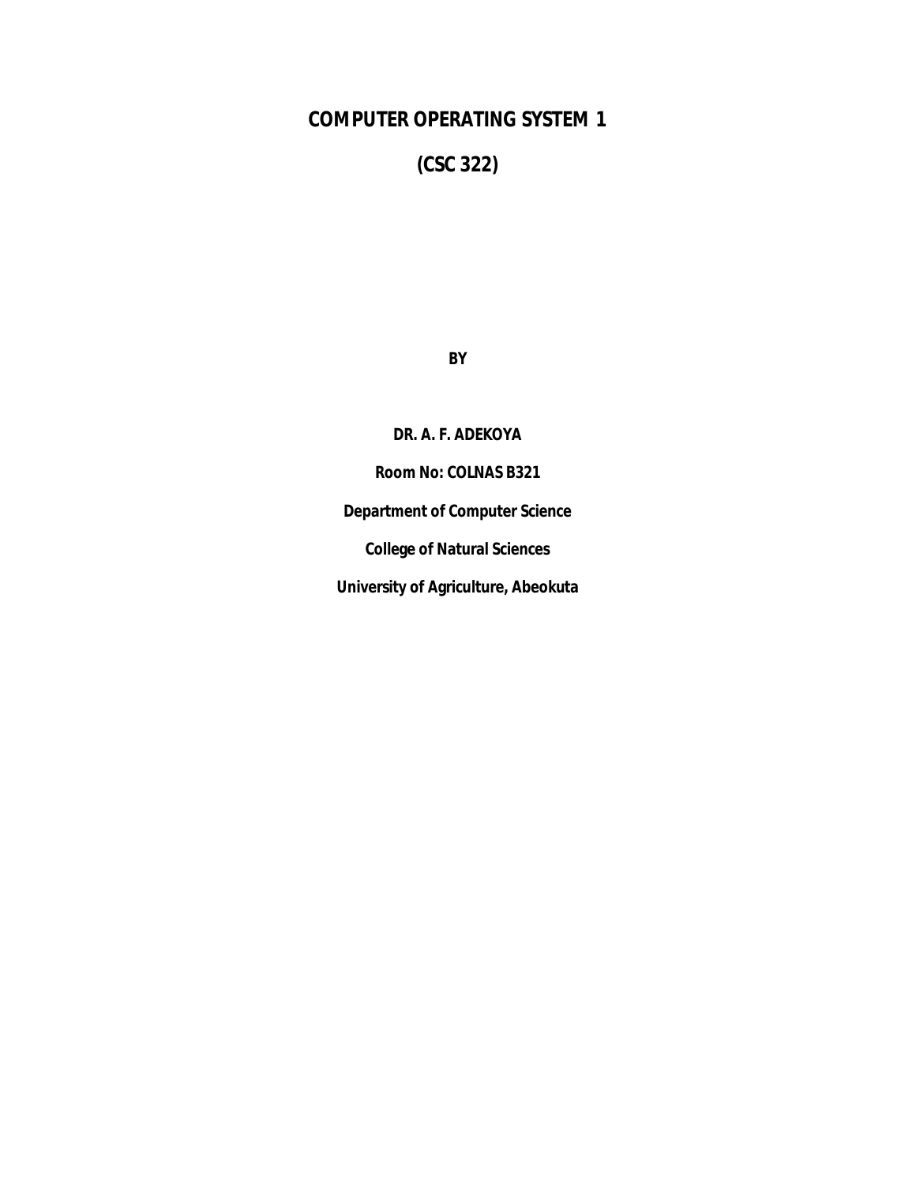# COMPUTER OPERATING SYSTEM 1

# (CSC 322)

**BY**

**DR. A. F. ADEKOYA**

**Room No: COLNAS B321**

**Department of Computer Science**

**College of Natural Sciences**

**University of Agriculture, Abeokuta**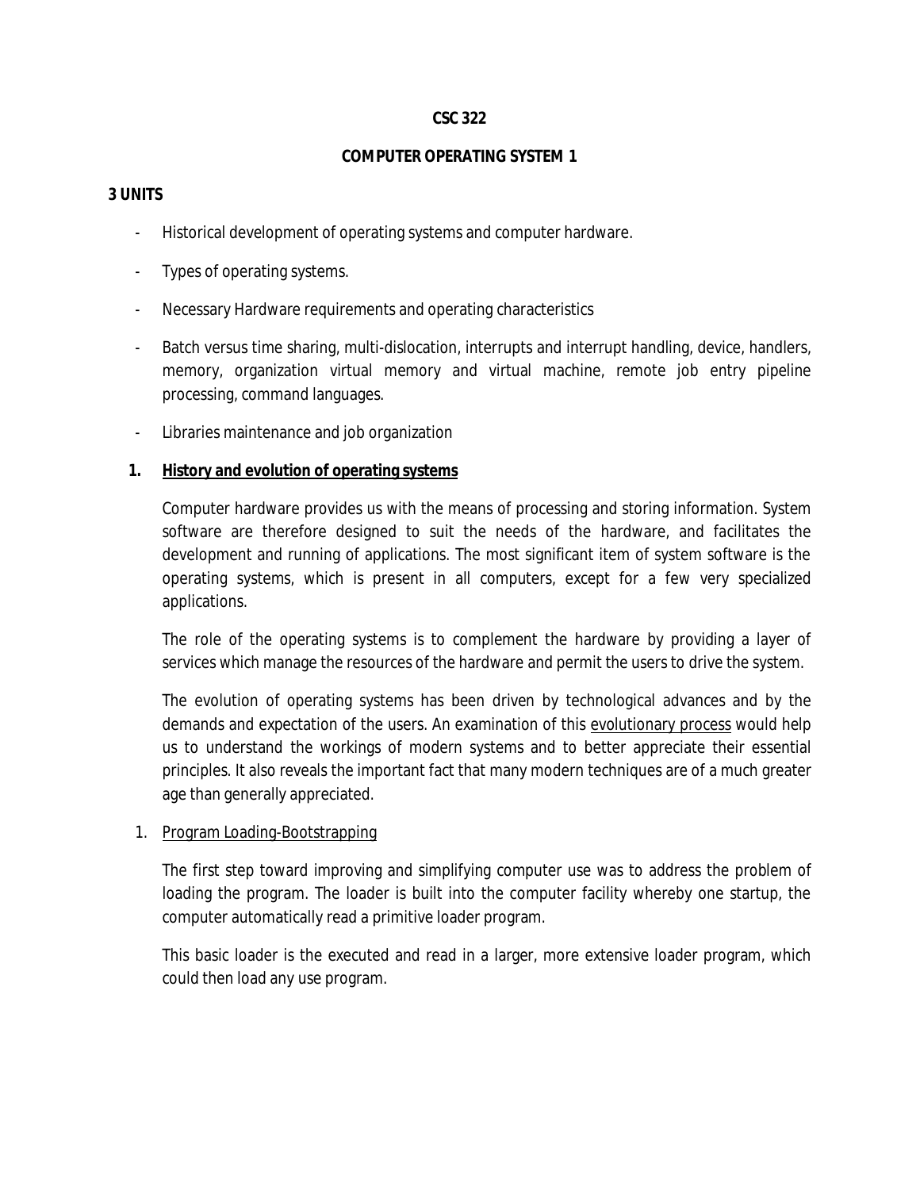**CSC 322**

**COMPUTER OPERATING SYSTEM 1**

**3 UNITS**

- Historical development of operating systems and computer hardware.
- Types of operating systems.
- Necessary Hardware requirements and operating characteristics
- Batch versus time sharing, multi-dislocation, interrupts and interrupt handling, device, handlers, memory, organization virtual memory and virtual machine, remote job entry pipeline processing, command languages.
- Libraries maintenance and job organization

## 1. History and evolution of operating systems

Computer hardware provides us with the means of processing and storing information. System software are therefore designed to suit the needs of the hardware, and facilitates the development and running of applications. The most significant item of system software is the operating systems, which is present in all computers, except for a few very specialized applications.

The role of the operating systems is to complement the hardware by providing a layer of services which manage the resources of the hardware and permit the users to drive the system.

The evolution of operating systems has been driven by technological advances and by the demands and expectation of the users. An examination of this evolutionary process would help us to understand the workings of modern systems and to better appreciate their essential principles. It also reveals the important fact that many modern techniques are of a much greater age than generally appreciated.

1. Program Loading-Bootstrapping

The first step toward improving and simplifying computer use was to address the problem of loading the program. The loader is built into the computer facility whereby one startup, the computer automatically read a primitive loader program.

This basic loader is the executed and read in a larger, more extensive loader program, which could then load any use program.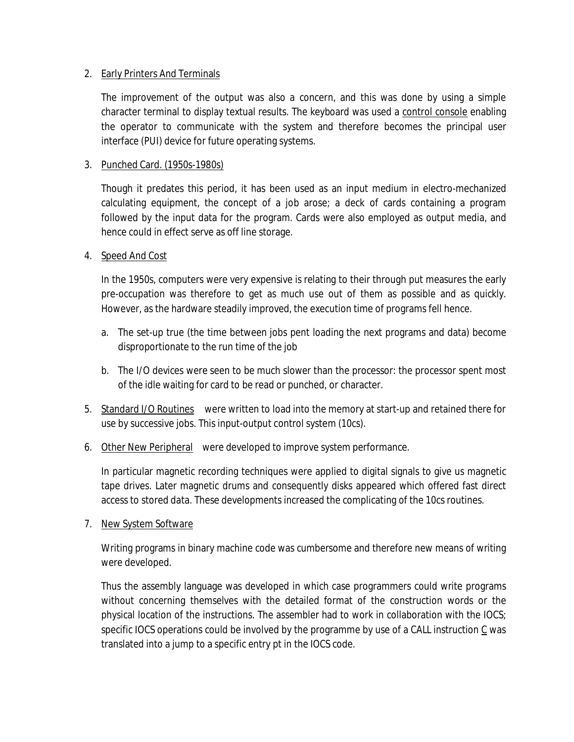2. Early Printers And Terminals

   The improvement of the output was also a concern, and this was done by using a simple character terminal to display textual results. The keyboard was used a control console enabling the operator to communicate with the system and therefore becomes the principal user interface (PUI) device for future operating systems.

3. Punched Card. (1950s-1980s)

   Though it predates this period, it has been used as an input medium in electro-mechanized calculating equipment, the concept of a job arose; a deck of cards containing a program followed by the input data for the program. Cards were also employed as output media, and hence could in effect serve as off line storage.

4. Speed And Cost

   In the 1950s, computers were very expensive is relating to their through put measures the early pre-occupation was therefore to get as much use out of them as possible and as quickly. However, as the hardware steadily improved, the execution time of programs fell hence.

   a. The set-up true (the time between jobs pent loading the next programs and data) become disproportionate to the run time of the job

   b. The I/O devices were seen to be much slower than the processor: the processor spent most of the idle waiting for card to be read or punched, or character.

5. Standard I/O Routines were written to load into the memory at start-up and retained there for use by successive jobs. This input-output control system (10cs).

6. Other New Peripheral were developed to improve system performance.

   In particular magnetic recording techniques were applied to digital signals to give us magnetic tape drives. Later magnetic drums and consequently disks appeared which offered fast direct access to stored data. These developments increased the complicating of the 10cs routines.

7. New System Software

   Writing programs in binary machine code was cumbersome and therefore new means of writing were developed.

   Thus the assembly language was developed in which case programmers could write programs without concerning themselves with the detailed format of the construction words or the physical location of the instructions. The assembler had to work in collaboration with the IOCS; specific IOCS operations could be involved by the programme by use of a CALL instruction C was translated into a jump to a specific entry pt in the IOCS code.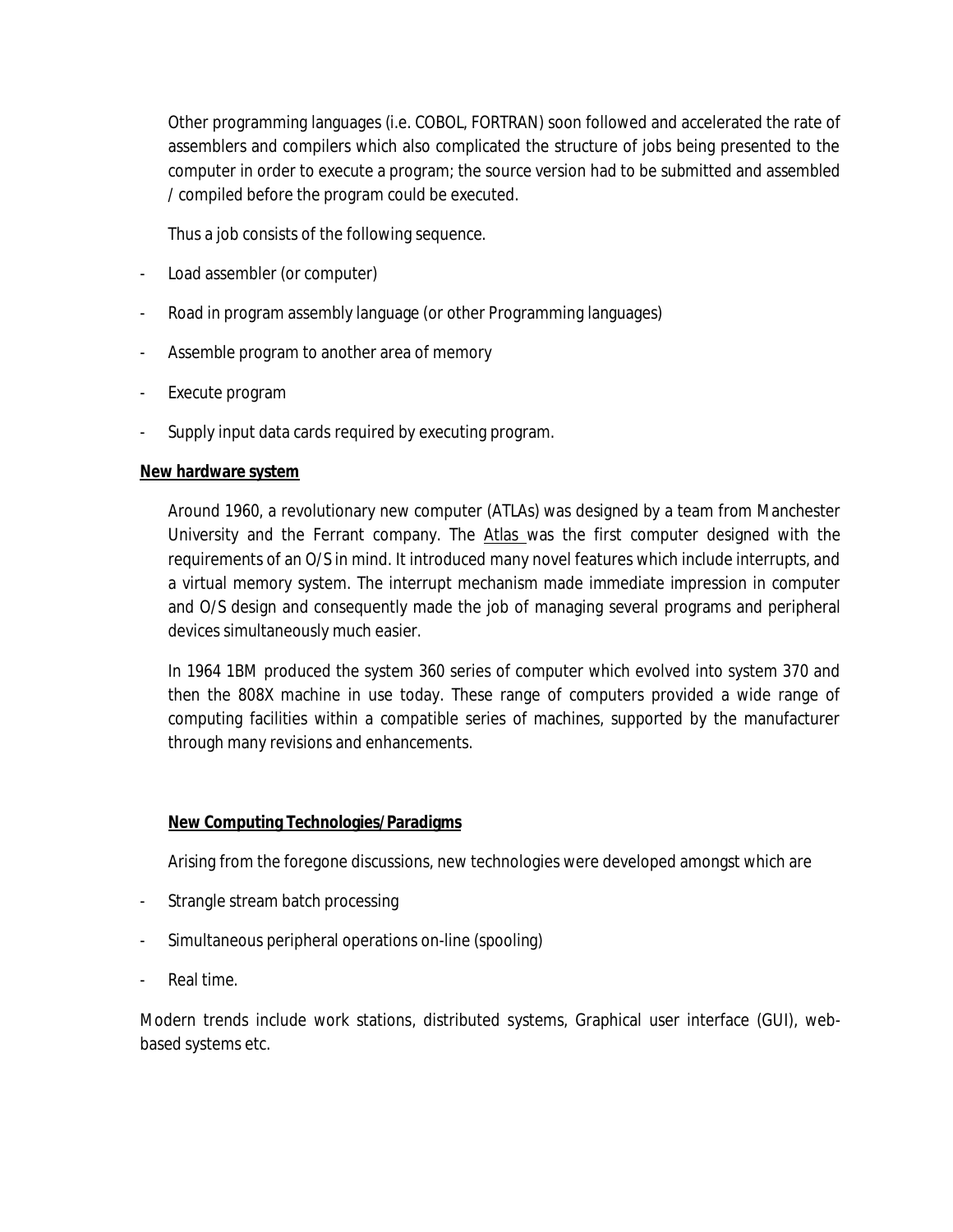Other programming languages (i.e. COBOL, FORTRAN) soon followed and accelerated the rate of assemblers and compilers which also complicated the structure of jobs being presented to the computer in order to execute a program; the source version had to be submitted and assembled / compiled before the program could be executed.

Thus a job consists of the following sequence.

- Load assembler (or computer)
- Road in program assembly language (or other Programming languages)
- Assemble program to another area of memory
- Execute program
- Supply input data cards required by executing program.

**New hardware system**

Around 1960, a revolutionary new computer (ATLAs) was designed by a team from Manchester University and the Ferrant company. The Atlas was the first computer designed with the requirements of an O/S in mind. It introduced many novel features which include interrupts, and a virtual memory system. The interrupt mechanism made immediate impression in computer and O/S design and consequently made the job of managing several programs and peripheral devices simultaneously much easier.

In 1964 1BM produced the system 360 series of computer which evolved into system 370 and then the 808X machine in use today. These range of computers provided a wide range of computing facilities within a compatible series of machines, supported by the manufacturer through many revisions and enhancements.

**New Computing Technologies/Paradigms**

Arising from the foregone discussions, new technologies were developed amongst which are

- Strangle stream batch processing
- Simultaneous peripheral operations on-line (spooling)
- Real time.

Modern trends include work stations, distributed systems, Graphical user interface (GUI), web-based systems etc.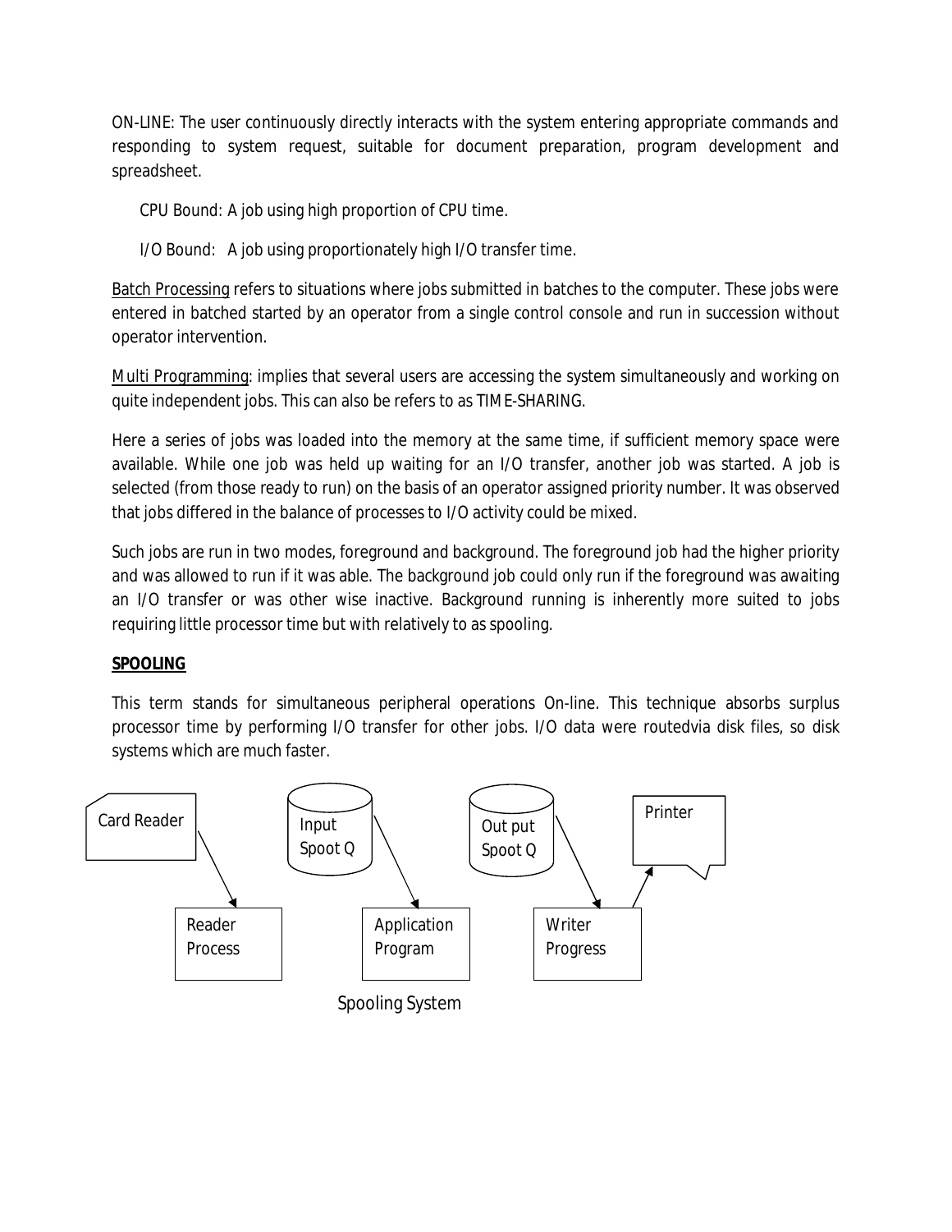ON-LINE: The user continuously directly interacts with the system entering appropriate commands and responding to system request, suitable for document preparation, program development and spreadsheet.

CPU Bound: A job using high proportion of CPU time.

I/O Bound: A job using proportionately high I/O transfer time.

Batch Processing refers to situations where jobs submitted in batches to the computer. These jobs were entered in batched started by an operator from a single control console and run in succession without operator intervention.

Multi Programming: implies that several users are accessing the system simultaneously and working on quite independent jobs. This can also be refers to as TIME-SHARING.

Here a series of jobs was loaded into the memory at the same time, if sufficient memory space were available. While one job was held up waiting for an I/O transfer, another job was started. A job is selected (from those ready to run) on the basis of an operator assigned priority number. It was observed that jobs differed in the balance of processes to I/O activity could be mixed.

Such jobs are run in two modes, foreground and background. The foreground job had the higher priority and was allowed to run if it was able. The background job could only run if the foreground was awaiting an I/O transfer or was other wise inactive. Background running is inherently more suited to jobs requiring little processor time but with relatively to as spooling.

**SPOOLING**

This term stands for simultaneous peripheral operations On-line. This technique absorbs surplus processor time by performing I/O transfer for other jobs. I/O data were routedvia disk files, so disk systems which are much faster.

Card Reader → Reader Process

Input Spoot Q → Application Program

Out put Spoot Q → Writer Progress → Printer

Spooling System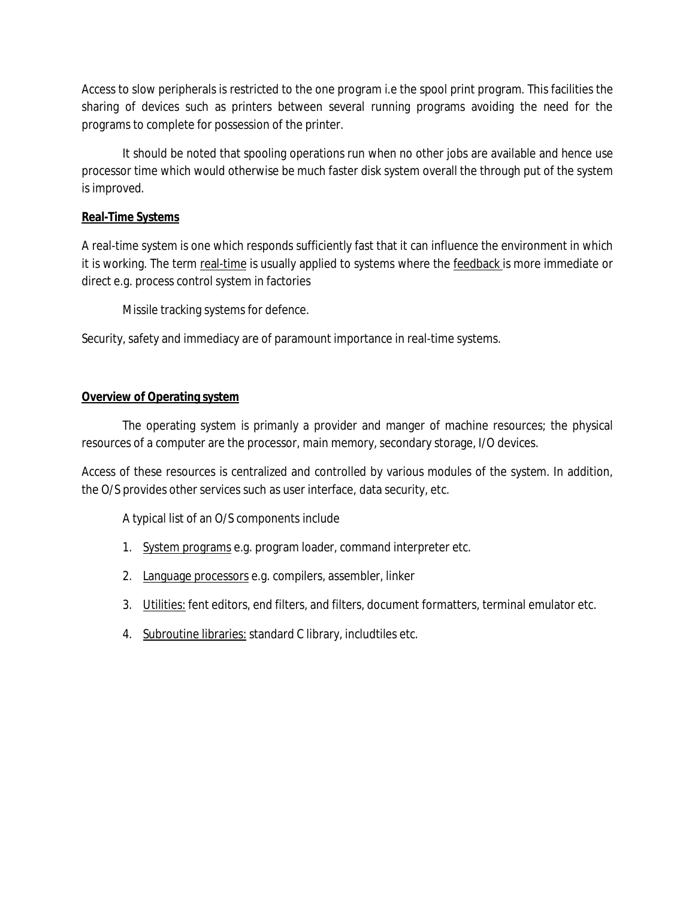Access to slow peripherals is restricted to the one program i.e the spool print program. This facilities the sharing of devices such as printers between several running programs avoiding the need for the programs to complete for possession of the printer.

It should be noted that spooling operations run when no other jobs are available and hence use processor time which would otherwise be much faster disk system overall the through put of the system is improved.

**Real-Time Systems**

A real-time system is one which responds sufficiently fast that it can influence the environment in which it is working. The term real-time is usually applied to systems where the feedback is more immediate or direct e.g. process control system in factories

Missile tracking systems for defence.

Security, safety and immediacy are of paramount importance in real-time systems.

**Overview of Operating system**

The operating system is primanly a provider and manger of machine resources; the physical resources of a computer are the processor, main memory, secondary storage, I/O devices.

Access of these resources is centralized and controlled by various modules of the system. In addition, the O/S provides other services such as user interface, data security, etc.

A typical list of an O/S components include

1. System programs e.g. program loader, command interpreter etc.
2. Language processors e.g. compilers, assembler, linker
3. Utilities: fent editors, end filters, and filters, document formatters, terminal emulator etc.
4. Subroutine libraries: standard C library, includtiles etc.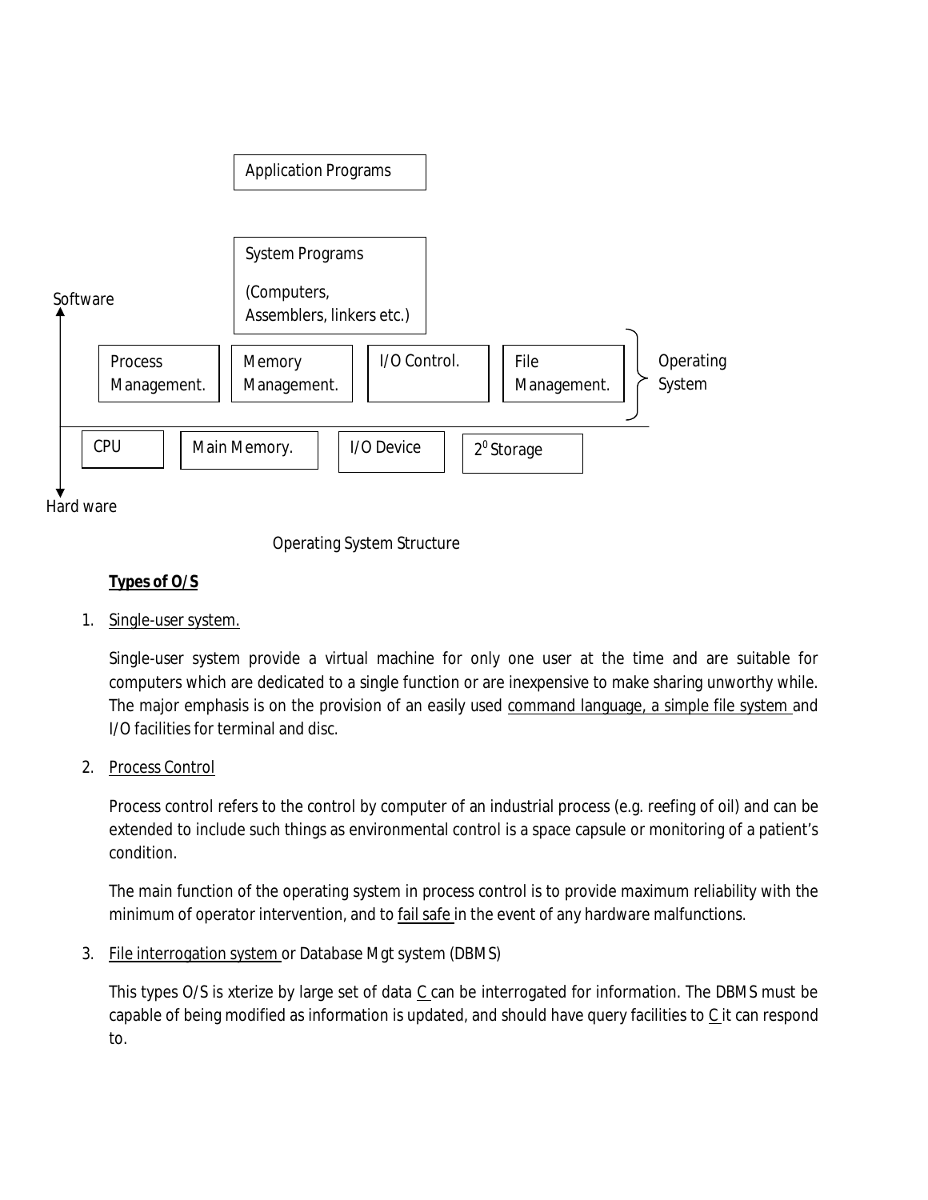Application Programs

System Programs

(Computers, Assemblers, linkers etc.)

Software

| Process Management. | Memory Management. | I/O Control. | File Management. |
|---|---|---|---|

Operating System

| CPU | Main Memory. | I/O Device | $2^0$ Storage |
|---|---|---|---|

Hard ware

Operating System Structure

**Types of O/S**

1. Single-user system.

   Single-user system provide a virtual machine for only one user at the time and are suitable for computers which are dedicated to a single function or are inexpensive to make sharing unworthy while. The major emphasis is on the provision of an easily used command language, a simple file system and I/O facilities for terminal and disc.

2. Process Control

   Process control refers to the control by computer of an industrial process (e.g. reefing of oil) and can be extended to include such things as environmental control is a space capsule or monitoring of a patient's condition.

   The main function of the operating system in process control is to provide maximum reliability with the minimum of operator intervention, and to fail safe in the event of any hardware malfunctions.

3. File interrogation system or Database Mgt system (DBMS)

   This types O/S is xterize by large set of data C can be interrogated for information. The DBMS must be capable of being modified as information is updated, and should have query facilities to C it can respond to.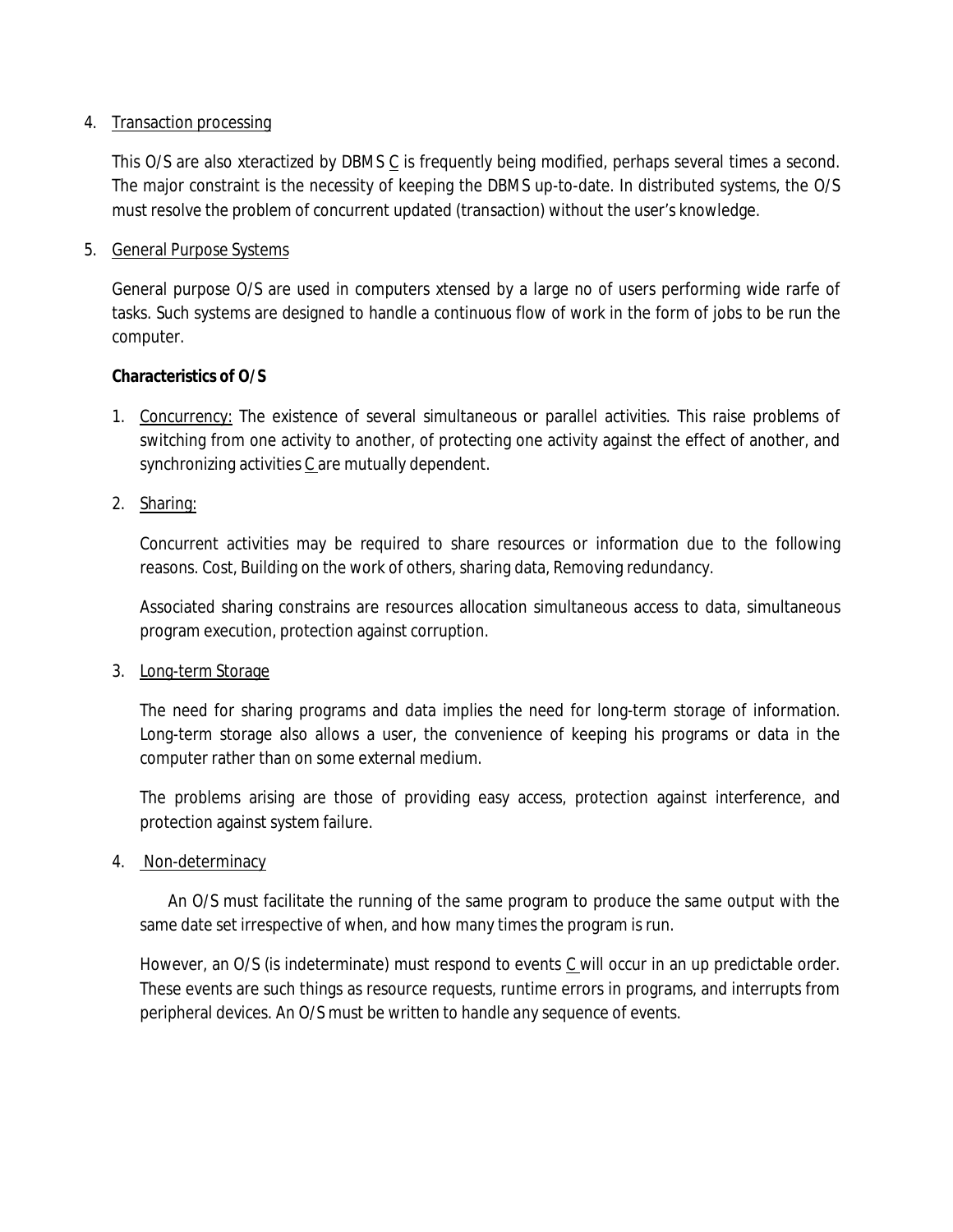4. Transaction processing

   This O/S are also xteractized by DBMS C is frequently being modified, perhaps several times a second. The major constraint is the necessity of keeping the DBMS up-to-date. In distributed systems, the O/S must resolve the problem of concurrent updated (transaction) without the user's knowledge.

5. General Purpose Systems

   General purpose O/S are used in computers xtensed by a large no of users performing wide rarfe of tasks. Such systems are designed to handle a continuous flow of work in the form of jobs to be run the computer.

   **Characteristics of O/S**

1. Concurrency: The existence of several simultaneous or parallel activities. This raise problems of switching from one activity to another, of protecting one activity against the effect of another, and synchronizing activities C are mutually dependent.

2. Sharing:

   Concurrent activities may be required to share resources or information due to the following reasons. Cost, Building on the work of others, sharing data, Removing redundancy.

   Associated sharing constrains are resources allocation simultaneous access to data, simultaneous program execution, protection against corruption.

3. Long-term Storage

   The need for sharing programs and data implies the need for long-term storage of information. Long-term storage also allows a user, the convenience of keeping his programs or data in the computer rather than on some external medium.

   The problems arising are those of providing easy access, protection against interference, and protection against system failure.

4. Non-determinacy

   An O/S must facilitate the running of the same program to produce the same output with the same date set irrespective of when, and how many times the program is run.

   However, an O/S (is indeterminate) must respond to events C will occur in an up predictable order. These events are such things as resource requests, runtime errors in programs, and interrupts from peripheral devices. An O/S must be written to handle any sequence of events.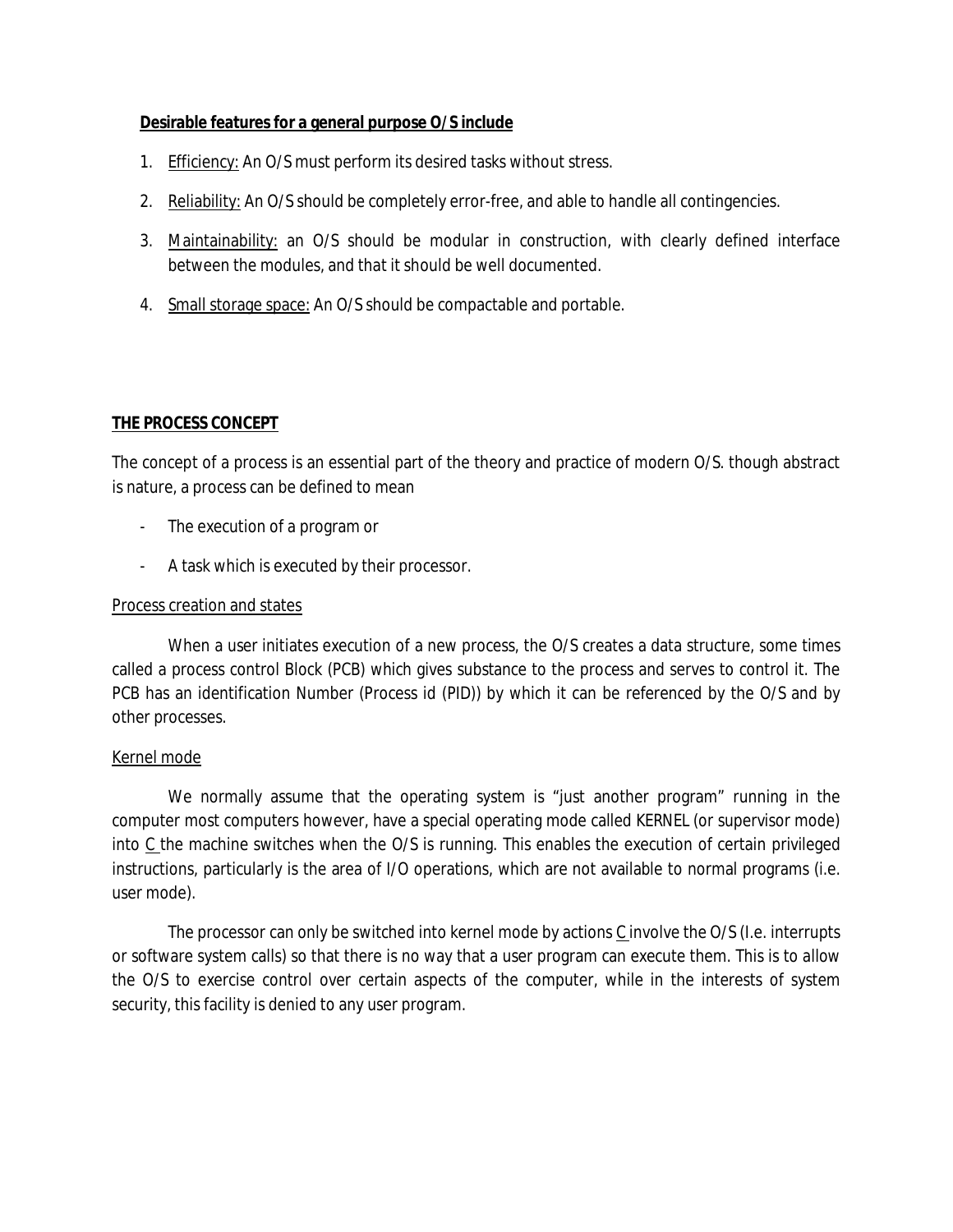**Desirable features for a general purpose O/S include**

1. Efficiency: An O/S must perform its desired tasks without stress.
2. Reliability: An O/S should be completely error-free, and able to handle all contingencies.
3. Maintainability: an O/S should be modular in construction, with clearly defined interface between the modules, and that it should be well documented.
4. Small storage space: An O/S should be compactable and portable.

**THE PROCESS CONCEPT**

The concept of a process is an essential part of the theory and practice of modern O/S. though abstract is nature, a process can be defined to mean

- The execution of a program or
- A task which is executed by their processor.

Process creation and states

When a user initiates execution of a new process, the O/S creates a data structure, some times called a process control Block (PCB) which gives substance to the process and serves to control it. The PCB has an identification Number (Process id (PID)) by which it can be referenced by the O/S and by other processes.

Kernel mode

We normally assume that the operating system is "just another program" running in the computer most computers however, have a special operating mode called KERNEL (or supervisor mode) into C the machine switches when the O/S is running. This enables the execution of certain privileged instructions, particularly is the area of I/O operations, which are not available to normal programs (i.e. user mode).

The processor can only be switched into kernel mode by actions C involve the O/S (I.e. interrupts or software system calls) so that there is no way that a user program can execute them. This is to allow the O/S to exercise control over certain aspects of the computer, while in the interests of system security, this facility is denied to any user program.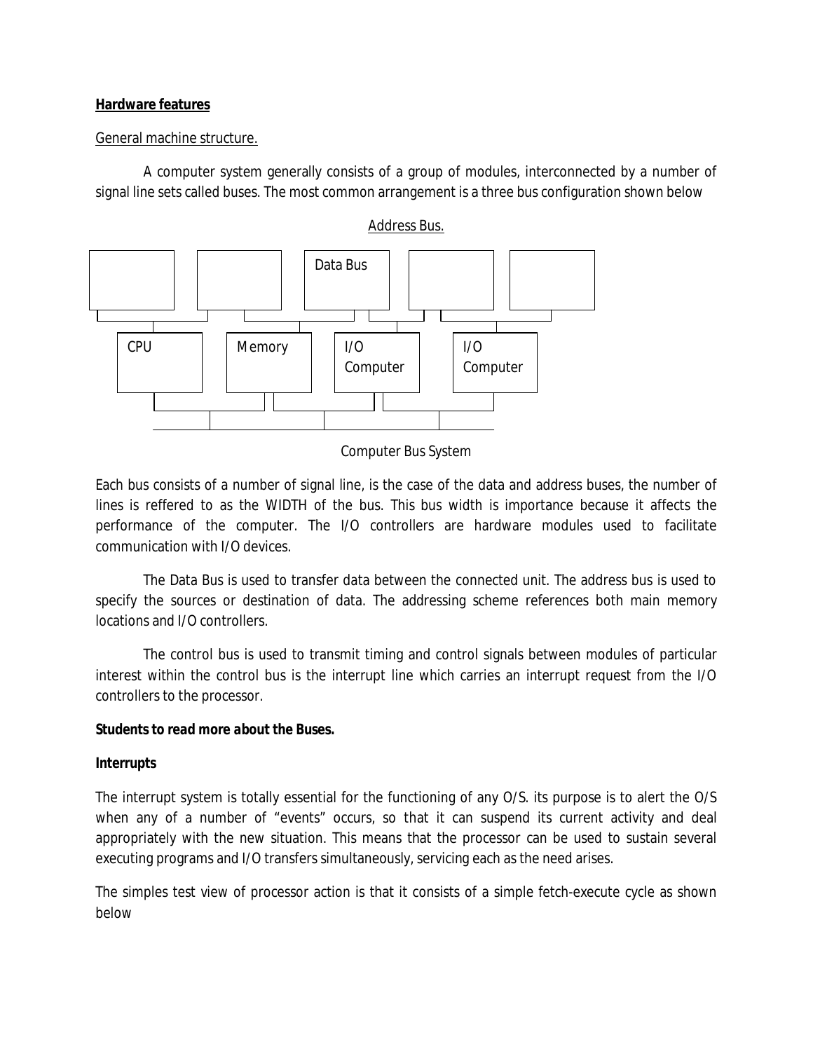**Hardware features**

General machine structure.

A computer system generally consists of a group of modules, interconnected by a number of signal line sets called buses. The most common arrangement is a three bus configuration shown below

Address Bus.

Data Bus

CPU

Memory

I/O Computer

I/O Computer

Computer Bus System

Each bus consists of a number of signal line, is the case of the data and address buses, the number of lines is reffered to as the WIDTH of the bus. This bus width is importance because it affects the performance of the computer. The I/O controllers are hardware modules used to facilitate communication with I/O devices.

The Data Bus is used to transfer data between the connected unit. The address bus is used to specify the sources or destination of data. The addressing scheme references both main memory locations and I/O controllers.

The control bus is used to transmit timing and control signals between modules of particular interest within the control bus is the interrupt line which carries an interrupt request from the I/O controllers to the processor.

***Students to read more about the Buses.***

**Interrupts**

The interrupt system is totally essential for the functioning of any O/S. its purpose is to alert the O/S when any of a number of "events" occurs, so that it can suspend its current activity and deal appropriately with the new situation. This means that the processor can be used to sustain several executing programs and I/O transfers simultaneously, servicing each as the need arises.

The simples test view of processor action is that it consists of a simple fetch-execute cycle as shown below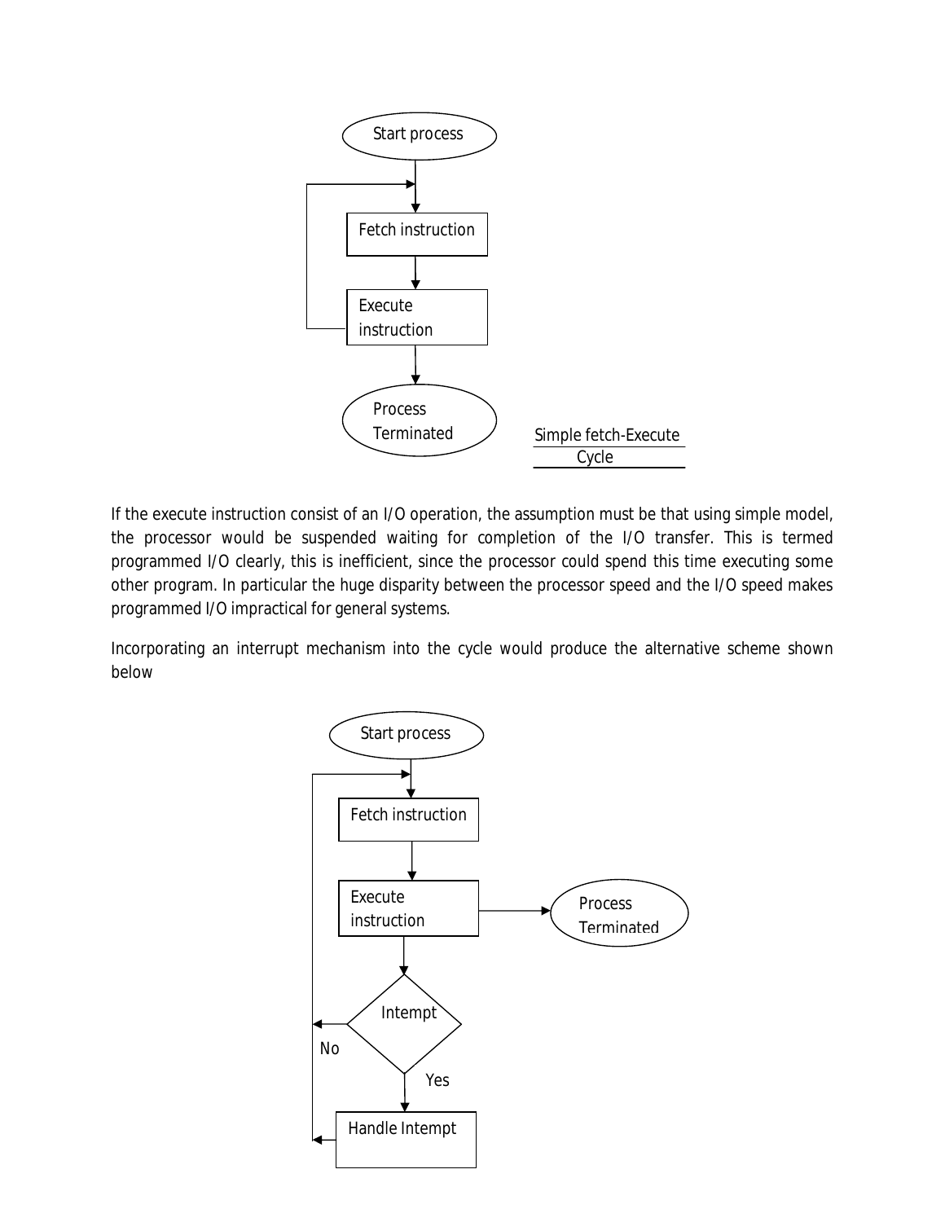Start process

Fetch instruction

Execute instruction

Process Terminated

Simple fetch-Execute Cycle

If the execute instruction consist of an I/O operation, the assumption must be that using simple model, the processor would be suspended waiting for completion of the I/O transfer. This is termed programmed I/O clearly, this is inefficient, since the processor could spend this time executing some other program. In particular the huge disparity between the processor speed and the I/O speed makes programmed I/O impractical for general systems.

Incorporating an interrupt mechanism into the cycle would produce the alternative scheme shown below

Start process

Fetch instruction

Execute instruction

Process Terminated

Intempt

No

Yes

Handle Intempt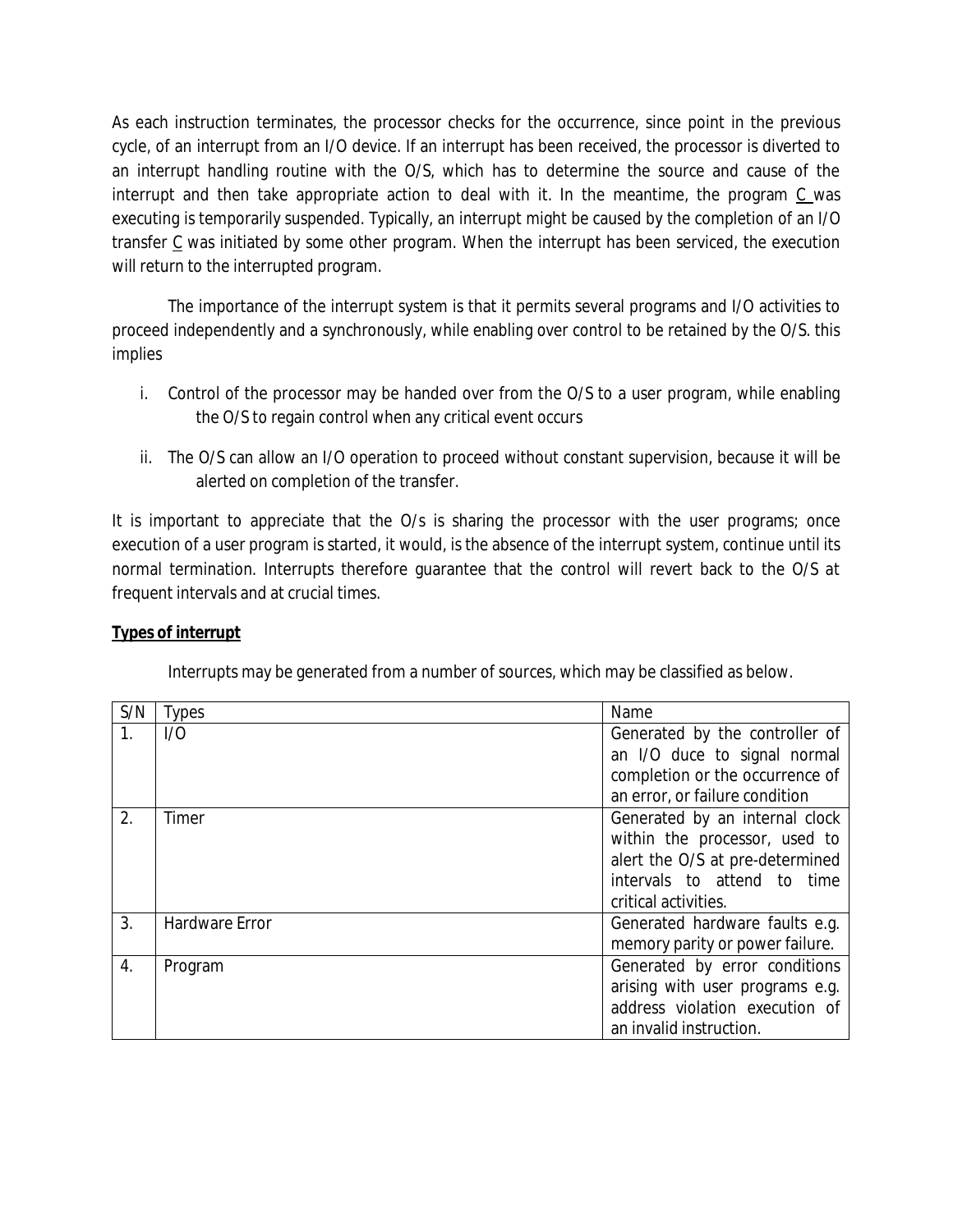As each instruction terminates, the processor checks for the occurrence, since point in the previous cycle, of an interrupt from an I/O device. If an interrupt has been received, the processor is diverted to an interrupt handling routine with the O/S, which has to determine the source and cause of the interrupt and then take appropriate action to deal with it. In the meantime, the program C was executing is temporarily suspended. Typically, an interrupt might be caused by the completion of an I/O transfer C was initiated by some other program. When the interrupt has been serviced, the execution will return to the interrupted program.

The importance of the interrupt system is that it permits several programs and I/O activities to proceed independently and a synchronously, while enabling over control to be retained by the O/S. this implies

i. Control of the processor may be handed over from the O/S to a user program, while enabling the O/S to regain control when any critical event occurs

ii. The O/S can allow an I/O operation to proceed without constant supervision, because it will be alerted on completion of the transfer.

It is important to appreciate that the O/s is sharing the processor with the user programs; once execution of a user program is started, it would, is the absence of the interrupt system, continue until its normal termination. Interrupts therefore guarantee that the control will revert back to the O/S at frequent intervals and at crucial times.

**Types of interrupt**

Interrupts may be generated from a number of sources, which may be classified as below.

| S/N | Types | Name |
|---|---|---|
| 1. | I/O | Generated by the controller of an I/O duce to signal normal completion or the occurrence of an error, or failure condition |
| 2. | Timer | Generated by an internal clock within the processor, used to alert the O/S at pre-determined intervals to attend to time critical activities. |
| 3. | Hardware Error | Generated hardware faults e.g. memory parity or power failure. |
| 4. | Program | Generated by error conditions arising with user programs e.g. address violation execution of an invalid instruction. |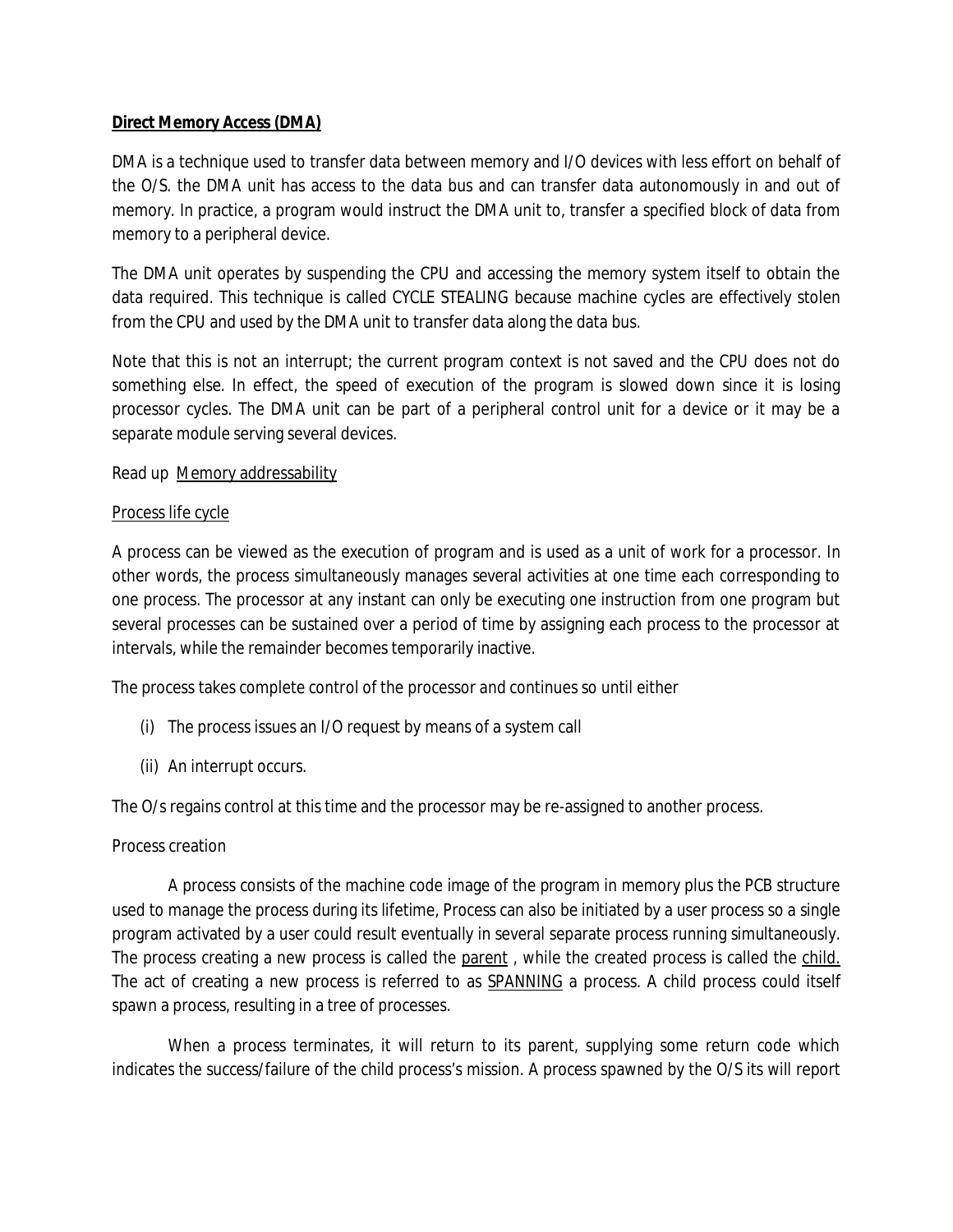**Direct Memory Access (DMA)**

DMA is a technique used to transfer data between memory and I/O devices with less effort on behalf of the O/S. the DMA unit has access to the data bus and can transfer data autonomously in and out of memory. In practice, a program would instruct the DMA unit to, transfer a specified block of data from memory to a peripheral device.

The DMA unit operates by suspending the CPU and accessing the memory system itself to obtain the data required. This technique is called CYCLE STEALING because machine cycles are effectively stolen from the CPU and used by the DMA unit to transfer data along the data bus.

Note that this is not an interrupt; the current program context is not saved and the CPU does not do something else. In effect, the speed of execution of the program is slowed down since it is losing processor cycles. The DMA unit can be part of a peripheral control unit for a device or it may be a separate module serving several devices.

Read up Memory addressability

Process life cycle

A process can be viewed as the execution of program and is used as a unit of work for a processor. In other words, the process simultaneously manages several activities at one time each corresponding to one process. The processor at any instant can only be executing one instruction from one program but several processes can be sustained over a period of time by assigning each process to the processor at intervals, while the remainder becomes temporarily inactive.

The process takes complete control of the processor and continues so until either

(i) The process issues an I/O request by means of a system call

(ii) An interrupt occurs.

The O/s regains control at this time and the processor may be re-assigned to another process.

Process creation

A process consists of the machine code image of the program in memory plus the PCB structure used to manage the process during its lifetime, Process can also be initiated by a user process so a single program activated by a user could result eventually in several separate process running simultaneously. The process creating a new process is called the parent , while the created process is called the child. The act of creating a new process is referred to as SPANNING a process. A child process could itself spawn a process, resulting in a tree of processes.

When a process terminates, it will return to its parent, supplying some return code which indicates the success/failure of the child process's mission. A process spawned by the O/S its will report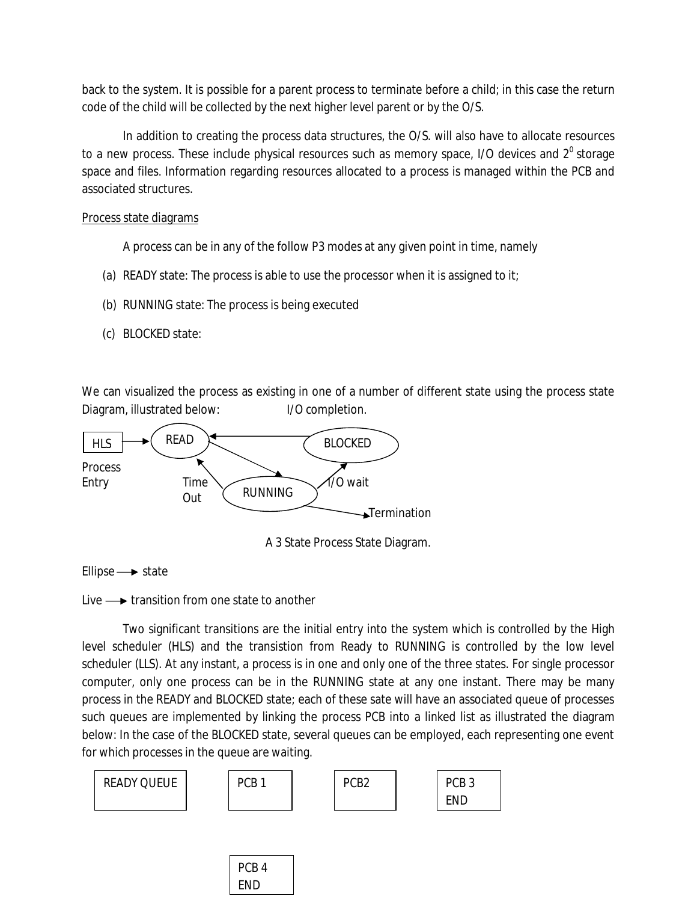back to the system. It is possible for a parent process to terminate before a child; in this case the return code of the child will be collected by the next higher level parent or by the O/S.

In addition to creating the process data structures, the O/S. will also have to allocate resources to a new process. These include physical resources such as memory space, I/O devices and $2^0$ storage space and files. Information regarding resources allocated to a process is managed within the PCB and associated structures.

Process state diagrams

A process can be in any of the follow P3 modes at any given point in time, namely

(a) READY state: The process is able to use the processor when it is assigned to it;

(b) RUNNING state: The process is being executed

(c) BLOCKED state:

We can visualized the process as existing in one of a number of different state using the process state Diagram, illustrated below: I/O completion.

HLS → READ
Process Entry
Time Out
RUNNING
BLOCKED
I/O wait
Termination

A 3 State Process State Diagram.

Ellipse ⟶ state

Live ⟶ transition from one state to another

Two significant transitions are the initial entry into the system which is controlled by the High level scheduler (HLS) and the transistion from Ready to RUNNING is controlled by the low level scheduler (LLS). At any instant, a process is in one and only one of the three states. For single processor computer, only one process can be in the RUNNING state at any one instant. There may be many process in the READY and BLOCKED state; each of these sate will have an associated queue of processes such queues are implemented by linking the process PCB into a linked list as illustrated the diagram below: In the case of the BLOCKED state, several queues can be employed, each representing one event for which processes in the queue are waiting.

READY QUEUE | PCB 1 | PCB2 | PCB 3 END

PCB 4 END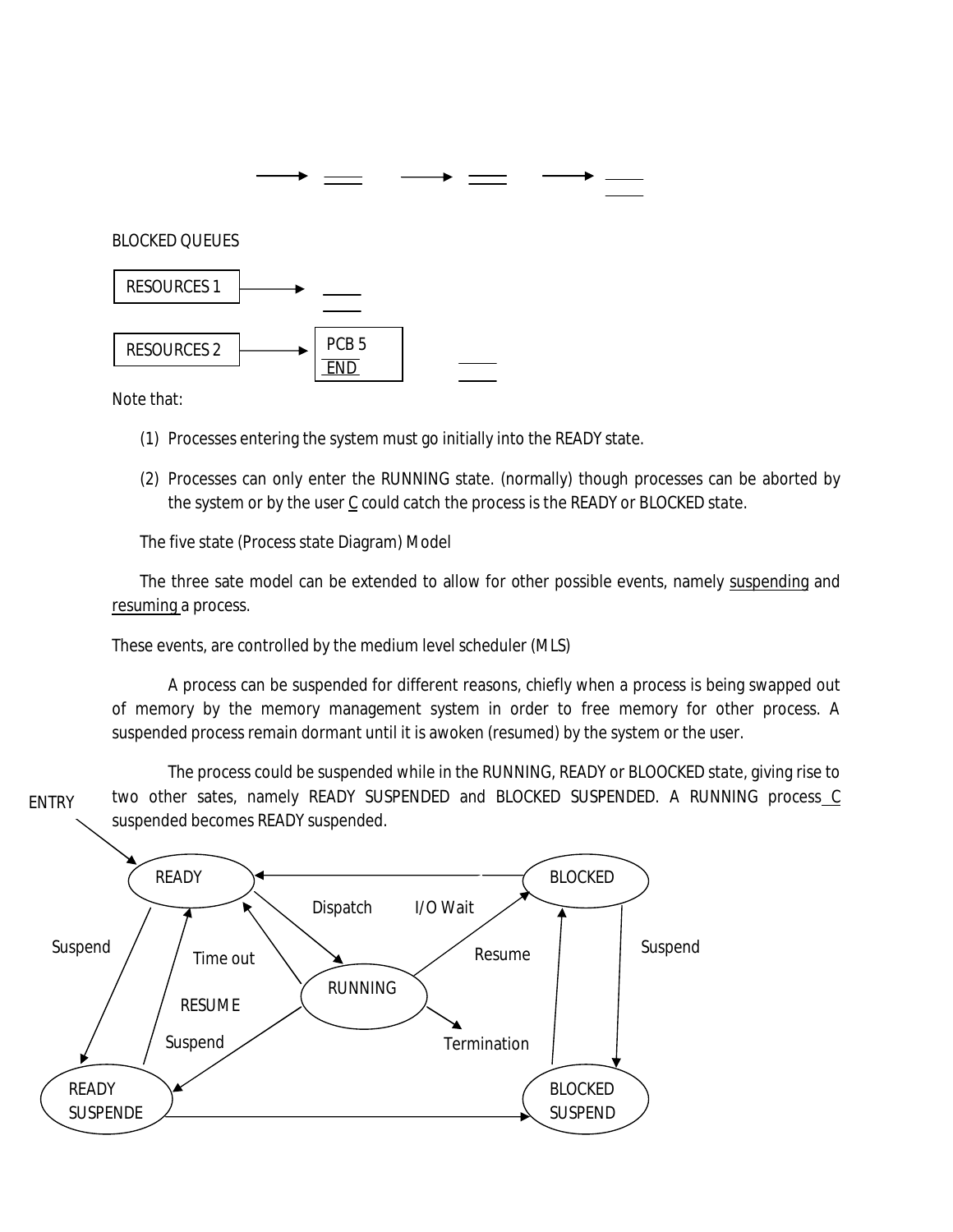BLOCKED QUEUES

RESOURCES 1

RESOURCES 2 → PCB 5 END

Note that:

1. Processes entering the system must go initially into the READY state.
2. Processes can only enter the RUNNING state. (normally) though processes can be aborted by the system or by the user C could catch the process is the READY or BLOCKED state.

The five state (Process state Diagram) Model

The three sate model can be extended to allow for other possible events, namely suspending and resuming a process.

These events, are controlled by the medium level scheduler (MLS)

A process can be suspended for different reasons, chiefly when a process is being swapped out of memory by the memory management system in order to free memory for other process. A suspended process remain dormant until it is awoken (resumed) by the system or the user.

The process could be suspended while in the RUNNING, READY or BLOOCKED state, giving rise to two other sates, namely READY SUSPENDED and BLOCKED SUSPENDED. A RUNNING process C suspended becomes READY suspended.

ENTRY

READY

BLOCKED

Dispatch

I/O Wait

Suspend

Time out

Resume

Suspend

RUNNING

RESUME

Suspend

Termination

READY SUSPENDE

BLOCKED SUSPEND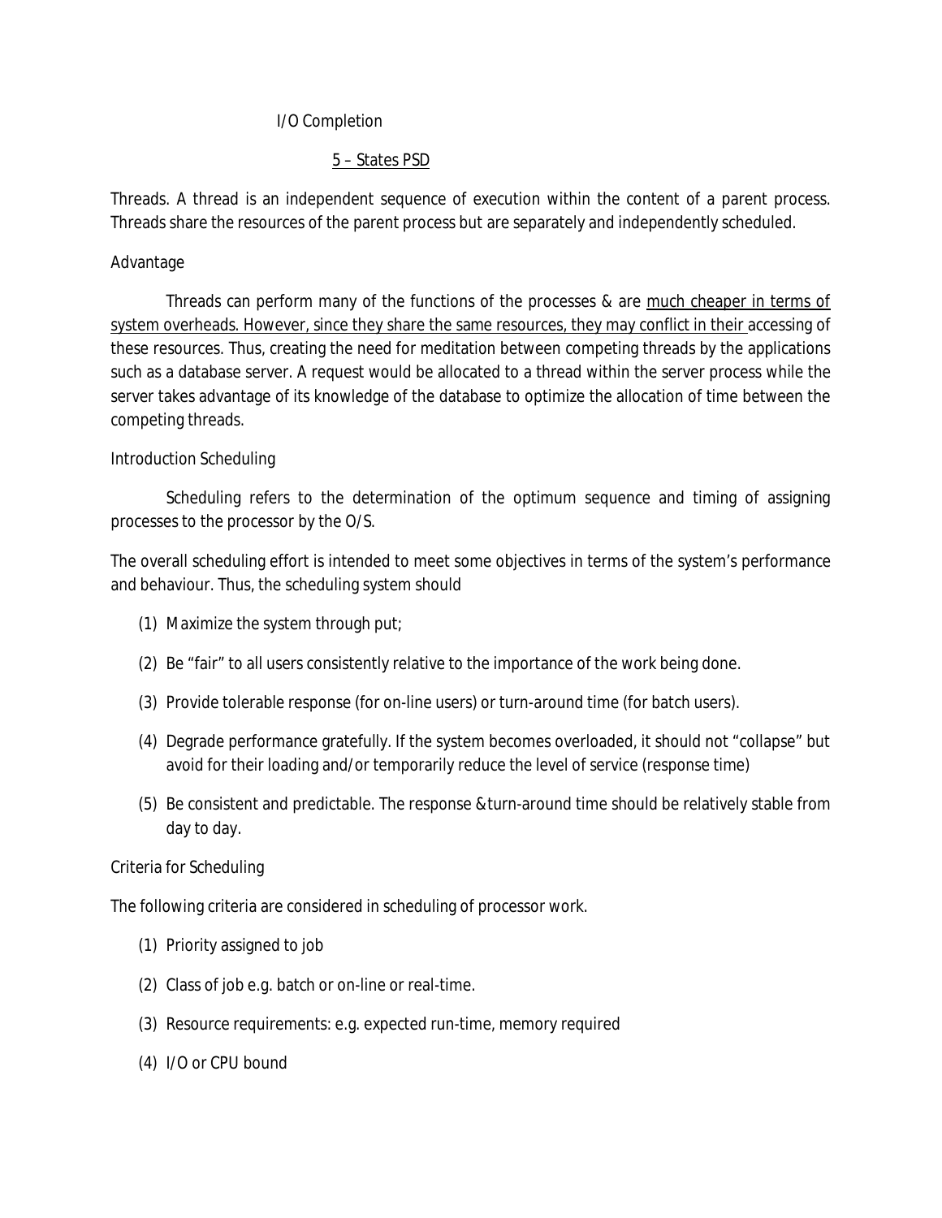I/O Completion

5 – States PSD

Threads. A thread is an independent sequence of execution within the content of a parent process. Threads share the resources of the parent process but are separately and independently scheduled.

Advantage

Threads can perform many of the functions of the processes & are much cheaper in terms of system overheads. However, since they share the same resources, they may conflict in their accessing of these resources. Thus, creating the need for meditation between competing threads by the applications such as a database server. A request would be allocated to a thread within the server process while the server takes advantage of its knowledge of the database to optimize the allocation of time between the competing threads.

Introduction Scheduling

Scheduling refers to the determination of the optimum sequence and timing of assigning processes to the processor by the O/S.

The overall scheduling effort is intended to meet some objectives in terms of the system's performance and behaviour. Thus, the scheduling system should

(1) Maximize the system through put;

(2) Be "fair" to all users consistently relative to the importance of the work being done.

(3) Provide tolerable response (for on-line users) or turn-around time (for batch users).

(4) Degrade performance gratefully. If the system becomes overloaded, it should not "collapse" but avoid for their loading and/or temporarily reduce the level of service (response time)

(5) Be consistent and predictable. The response &turn-around time should be relatively stable from day to day.

Criteria for Scheduling

The following criteria are considered in scheduling of processor work.

(1) Priority assigned to job

(2) Class of job e.g. batch or on-line or real-time.

(3) Resource requirements: e.g. expected run-time, memory required

(4) I/O or CPU bound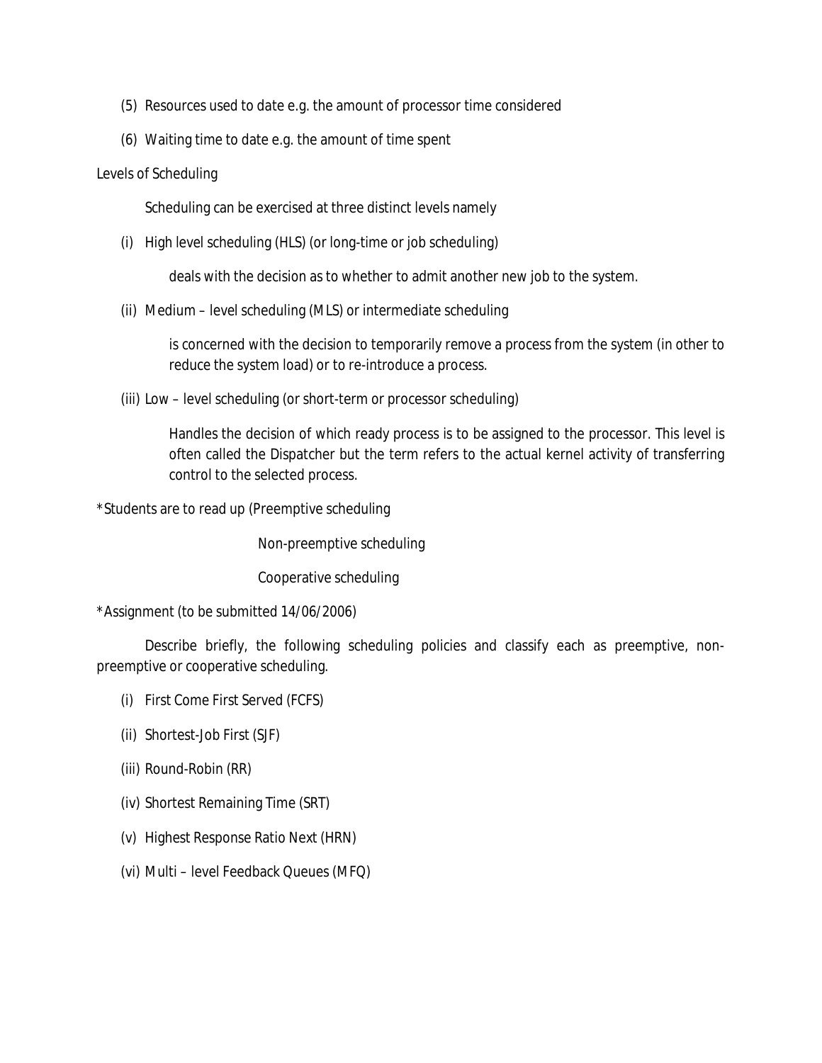(5) Resources used to date e.g. the amount of processor time considered

(6) Waiting time to date e.g. the amount of time spent

Levels of Scheduling

Scheduling can be exercised at three distinct levels namely

(i) High level scheduling (HLS) (or long-time or job scheduling)

deals with the decision as to whether to admit another new job to the system.

(ii) Medium – level scheduling (MLS) or intermediate scheduling

is concerned with the decision to temporarily remove a process from the system (in other to reduce the system load) or to re-introduce a process.

(iii) Low – level scheduling (or short-term or processor scheduling)

Handles the decision of which ready process is to be assigned to the processor. This level is often called the Dispatcher but the term refers to the actual kernel activity of transferring control to the selected process.

*Students are to read up (Preemptive scheduling

Non-preemptive scheduling

Cooperative scheduling

*Assignment (to be submitted 14/06/2006)

Describe briefly, the following scheduling policies and classify each as preemptive, non-preemptive or cooperative scheduling.

(i) First Come First Served (FCFS)

(ii) Shortest-Job First (SJF)

(iii) Round-Robin (RR)

(iv) Shortest Remaining Time (SRT)

(v) Highest Response Ratio Next (HRN)

(vi) Multi – level Feedback Queues (MFQ)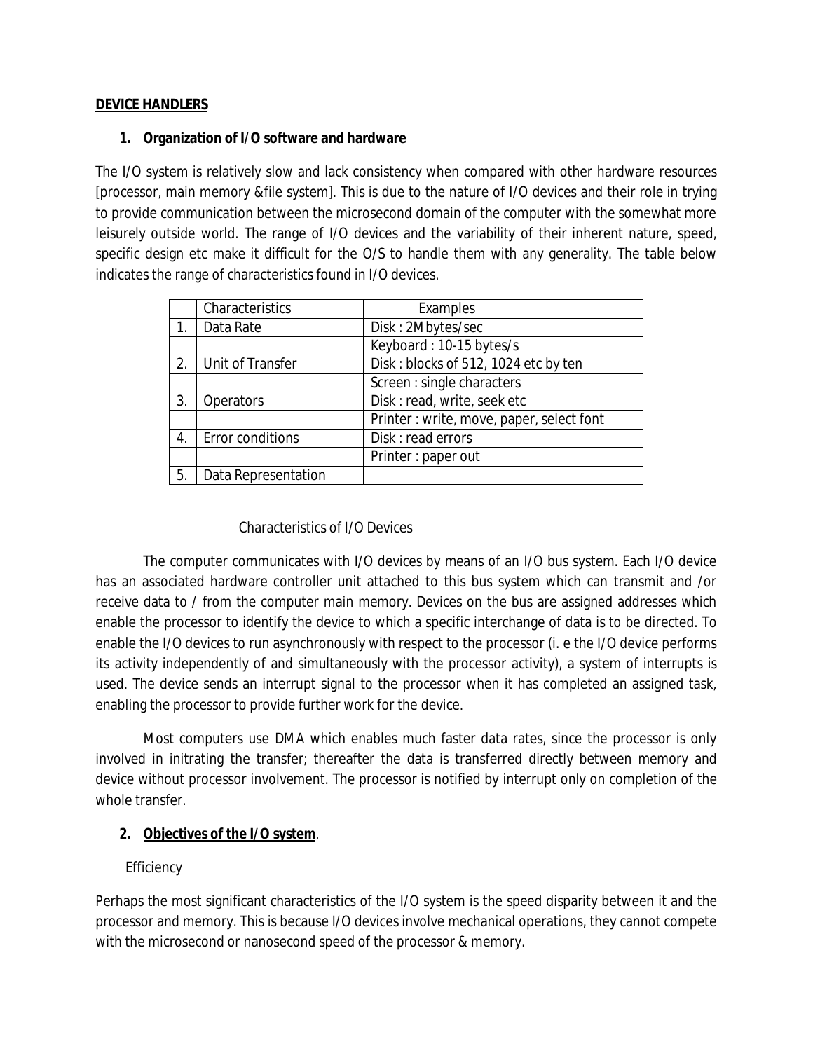**DEVICE HANDLERS**

**1. Organization of I/O software and hardware**

The I/O system is relatively slow and lack consistency when compared with other hardware resources [processor, main memory &file system]. This is due to the nature of I/O devices and their role in trying to provide communication between the microsecond domain of the computer with the somewhat more leisurely outside world. The range of I/O devices and the variability of their inherent nature, speed, specific design etc make it difficult for the O/S to handle them with any generality. The table below indicates the range of characteristics found in I/O devices.

| | Characteristics | Examples |
|---|---|---|
| 1. | Data Rate | Disk : 2Mbytes/sec |
| | | Keyboard : 10-15 bytes/s |
| 2. | Unit of Transfer | Disk : blocks of 512, 1024 etc by ten |
| | | Screen : single characters |
| 3. | Operators | Disk : read, write, seek etc |
| | | Printer : write, move, paper, select font |
| 4. | Error conditions | Disk : read errors |
| | | Printer : paper out |
| 5. | Data Representation | |

Characteristics of I/O Devices

The computer communicates with I/O devices by means of an I/O bus system. Each I/O device has an associated hardware controller unit attached to this bus system which can transmit and /or receive data to / from the computer main memory. Devices on the bus are assigned addresses which enable the processor to identify the device to which a specific interchange of data is to be directed. To enable the I/O devices to run asynchronously with respect to the processor (i. e the I/O device performs its activity independently of and simultaneously with the processor activity), a system of interrupts is used. The device sends an interrupt signal to the processor when it has completed an assigned task, enabling the processor to provide further work for the device.

Most computers use DMA which enables much faster data rates, since the processor is only involved in initrating the transfer; thereafter the data is transferred directly between memory and device without processor involvement. The processor is notified by interrupt only on completion of the whole transfer.

**2. Objectives of the I/O system**.

Efficiency

Perhaps the most significant characteristics of the I/O system is the speed disparity between it and the processor and memory. This is because I/O devices involve mechanical operations, they cannot compete with the microsecond or nanosecond speed of the processor & memory.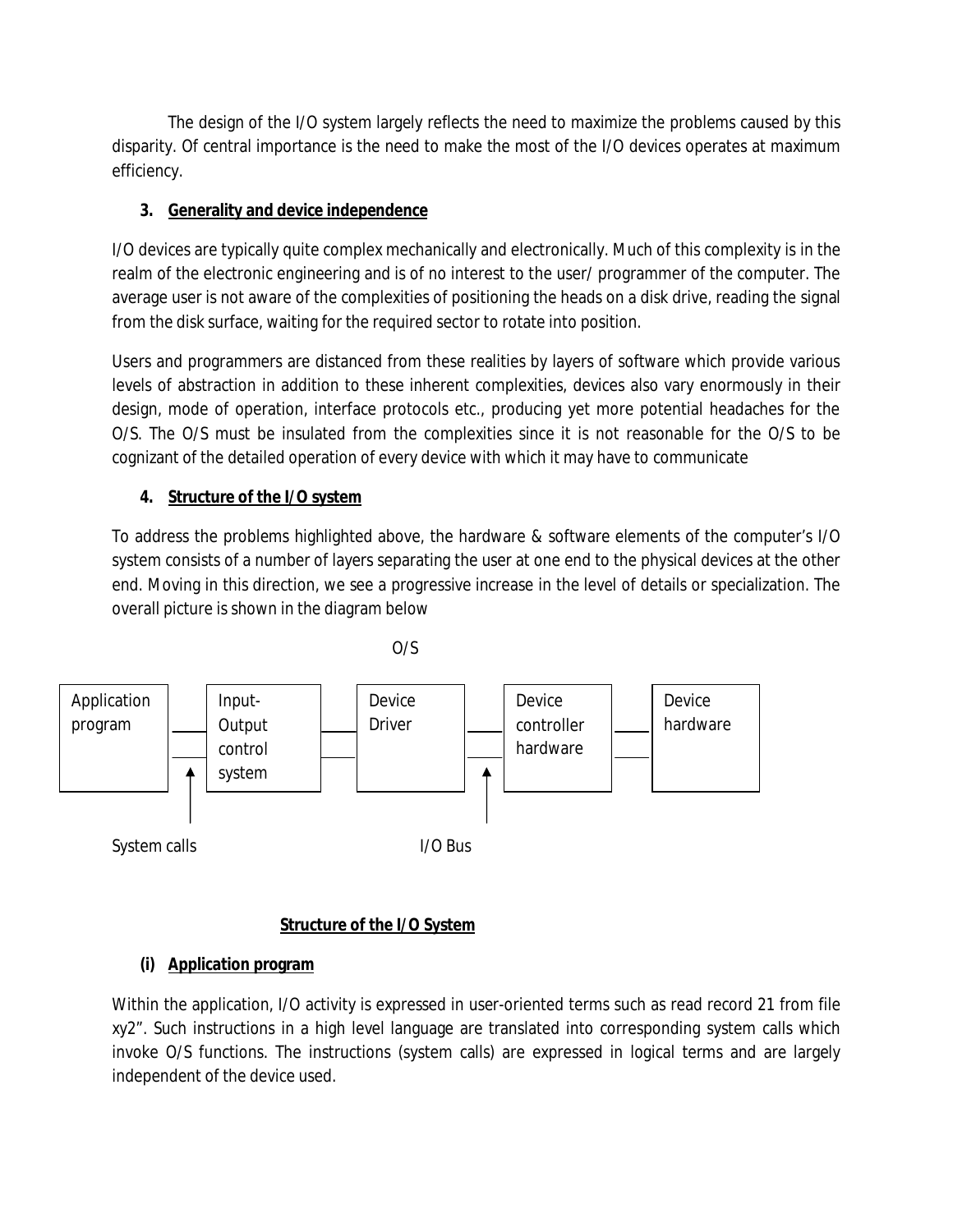The design of the I/O system largely reflects the need to maximize the problems caused by this disparity. Of central importance is the need to make the most of the I/O devices operates at maximum efficiency.

### 3. Generality and device independence

I/O devices are typically quite complex mechanically and electronically. Much of this complexity is in the realm of the electronic engineering and is of no interest to the user/ programmer of the computer. The average user is not aware of the complexities of positioning the heads on a disk drive, reading the signal from the disk surface, waiting for the required sector to rotate into position.

Users and programmers are distanced from these realities by layers of software which provide various levels of abstraction in addition to these inherent complexities, devices also vary enormously in their design, mode of operation, interface protocols etc., producing yet more potential headaches for the O/S. The O/S must be insulated from the complexities since it is not reasonable for the O/S to be cognizant of the detailed operation of every device with which it may have to communicate

### 4. Structure of the I/O system

To address the problems highlighted above, the hardware & software elements of the computer's I/O system consists of a number of layers separating the user at one end to the physical devices at the other end. Moving in this direction, we see a progressive increase in the level of details or specialization. The overall picture is shown in the diagram below

```
                                   O/S
+-------------+     +---------+     +--------+     +------------+     +----------+
| Application |     | Input-  |     | Device |     | Device     |     | Device   |
| program     |-----| Output  |-----| Driver |-----| controller |-----| hardware |
|             |  ^  | control |     |        |  ^  | hardware   |     |          |
|             |  |  | system  |     |        |  |  |            |     |          |
+-------------+  |  +---------+     +--------+  |  +------------+     +----------+
                 |                              |
          System calls                       I/O Bus
```

**Structure of the I/O System**

#### (i) Application program

Within the application, I/O activity is expressed in user-oriented terms such as read record 21 from file xy2". Such instructions in a high level language are translated into corresponding system calls which invoke O/S functions. The instructions (system calls) are expressed in logical terms and are largely independent of the device used.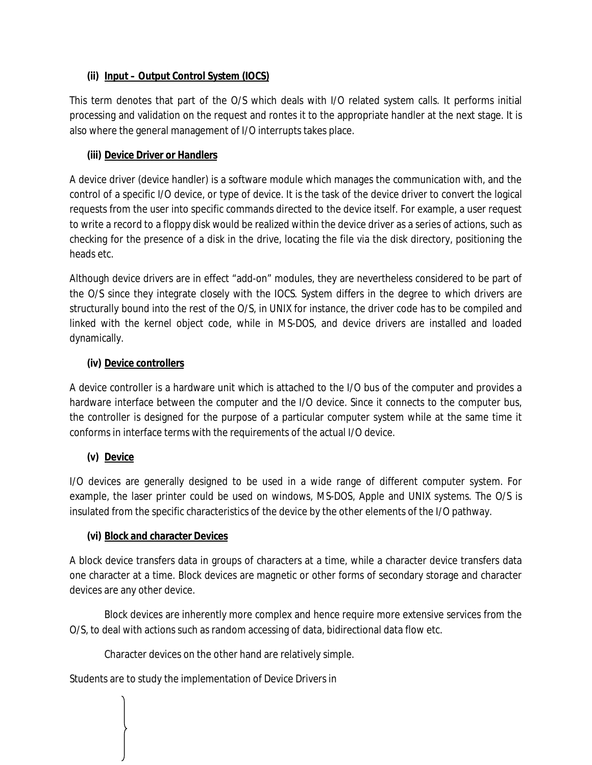**(ii) <u>Input – Output Control System (IOCS)</u>**

This term denotes that part of the O/S which deals with I/O related system calls. It performs initial processing and validation on the request and rontes it to the appropriate handler at the next stage. It is also where the general management of I/O interrupts takes place.

**(iii) <u>Device Driver or Handlers</u>**

A device driver (device handler) is a software module which manages the communication with, and the control of a specific I/O device, or type of device. It is the task of the device driver to convert the logical requests from the user into specific commands directed to the device itself. For example, a user request to write a record to a floppy disk would be realized within the device driver as a series of actions, such as checking for the presence of a disk in the drive, locating the file via the disk directory, positioning the heads etc.

Although device drivers are in effect "add-on" modules, they are nevertheless considered to be part of the O/S since they integrate closely with the IOCS. System differs in the degree to which drivers are structurally bound into the rest of the O/S, in UNIX for instance, the driver code has to be compiled and linked with the kernel object code, while in MS-DOS, and device drivers are installed and loaded dynamically.

**(iv) <u>Device controllers</u>**

A device controller is a hardware unit which is attached to the I/O bus of the computer and provides a hardware interface between the computer and the I/O device. Since it connects to the computer bus, the controller is designed for the purpose of a particular computer system while at the same time it conforms in interface terms with the requirements of the actual I/O device.

**(v) <u>Device</u>**

I/O devices are generally designed to be used in a wide range of different computer system. For example, the laser printer could be used on windows, MS-DOS, Apple and UNIX systems. The O/S is insulated from the specific characteristics of the device by the other elements of the I/O pathway.

**(vi) <u>Block and character Devices</u>**

A block device transfers data in groups of characters at a time, while a character device transfers data one character at a time. Block devices are magnetic or other forms of secondary storage and character devices are any other device.

Block devices are inherently more complex and hence require more extensive services from the O/S, to deal with actions such as random accessing of data, bidirectional data flow etc.

Character devices on the other hand are relatively simple.

Students are to study the implementation of Device Drivers in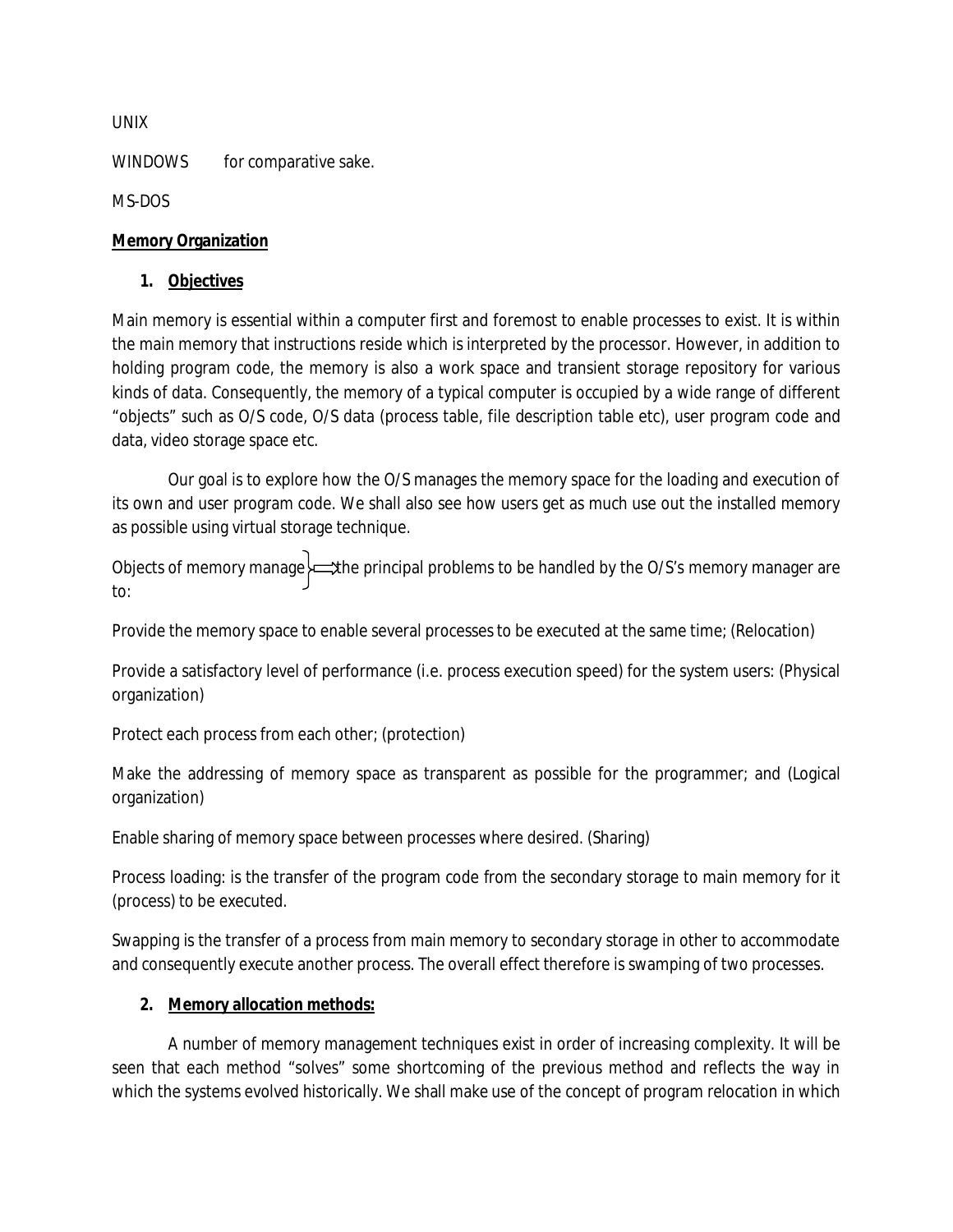UNIX

WINDOWS  for comparative sake.

MS-DOS

**Memory Organization**

1. **Objectives**

Main memory is essential within a computer first and foremost to enable processes to exist. It is within the main memory that instructions reside which is interpreted by the processor. However, in addition to holding program code, the memory is also a work space and transient storage repository for various kinds of data. Consequently, the memory of a typical computer is occupied by a wide range of different "objects" such as O/S code, O/S data (process table, file description table etc), user program code and data, video storage space etc.

Our goal is to explore how the O/S manages the memory space for the loading and execution of its own and user program code. We shall also see how users get as much use out the installed memory as possible using virtual storage technique.

Objects of memory manage } ⟹ the principal problems to be handled by the O/S's memory manager are to:

Provide the memory space to enable several processes to be executed at the same time; (Relocation)

Provide a satisfactory level of performance (i.e. process execution speed) for the system users: (Physical organization)

Protect each process from each other; (protection)

Make the addressing of memory space as transparent as possible for the programmer; and (Logical organization)

Enable sharing of memory space between processes where desired. (Sharing)

Process loading: is the transfer of the program code from the secondary storage to main memory for it (process) to be executed.

Swapping is the transfer of a process from main memory to secondary storage in other to accommodate and consequently execute another process. The overall effect therefore is swamping of two processes.

2. **Memory allocation methods:**

A number of memory management techniques exist in order of increasing complexity. It will be seen that each method "solves" some shortcoming of the previous method and reflects the way in which the systems evolved historically. We shall make use of the concept of program relocation in which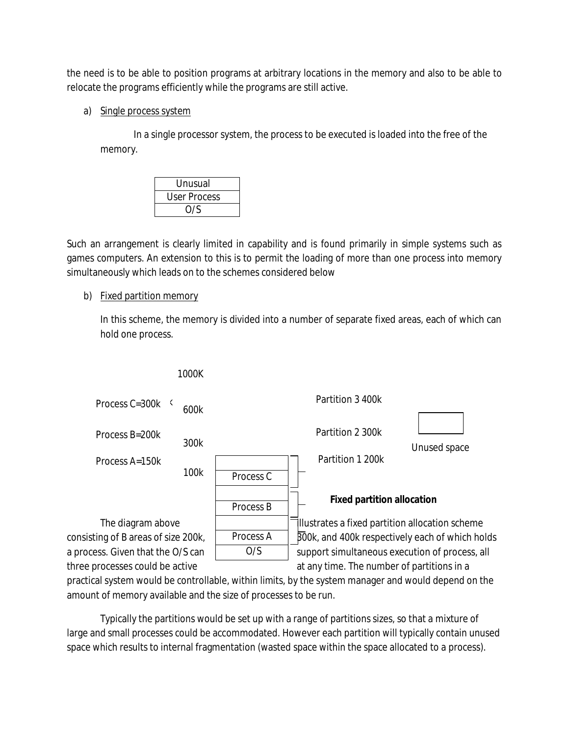the need is to be able to position programs at arbitrary locations in the memory and also to be able to relocate the programs efficiently while the programs are still active.

a) Single process system

In a single processor system, the process to be executed is loaded into the free of the memory.

| Unusual |
|---|
| User Process |
| O/S |

Such an arrangement is clearly limited in capability and is found primarily in simple systems such as games computers. An extension to this is to permit the loading of more than one process into memory simultaneously which leads on to the schemes considered below

b) Fixed partition memory

In this scheme, the memory is divided into a number of separate fixed areas, each of which can hold one process.

1000K

Process C=300k 600k

Process B=200k 300k

Process A=150k 100k

| Memory | Partition |
|---|---|
| | Partition 3 400k |
| Process C | |
| | Partition 2 300k |
| Process B | |
| | Partition 1 200k |
| Process A | |
| O/S | |

Unused space

**Fixed partition allocation**

The diagram above illustrates a fixed partition allocation scheme consisting of B areas of size 200k, 300k, and 400k respectively each of which holds a process. Given that the O/S can support simultaneous execution of process, all three processes could be active at any time. The number of partitions in a practical system would be controllable, within limits, by the system manager and would depend on the amount of memory available and the size of processes to be run.

Typically the partitions would be set up with a range of partitions sizes, so that a mixture of large and small processes could be accommodated. However each partition will typically contain unused space which results to internal fragmentation (wasted space within the space allocated to a process).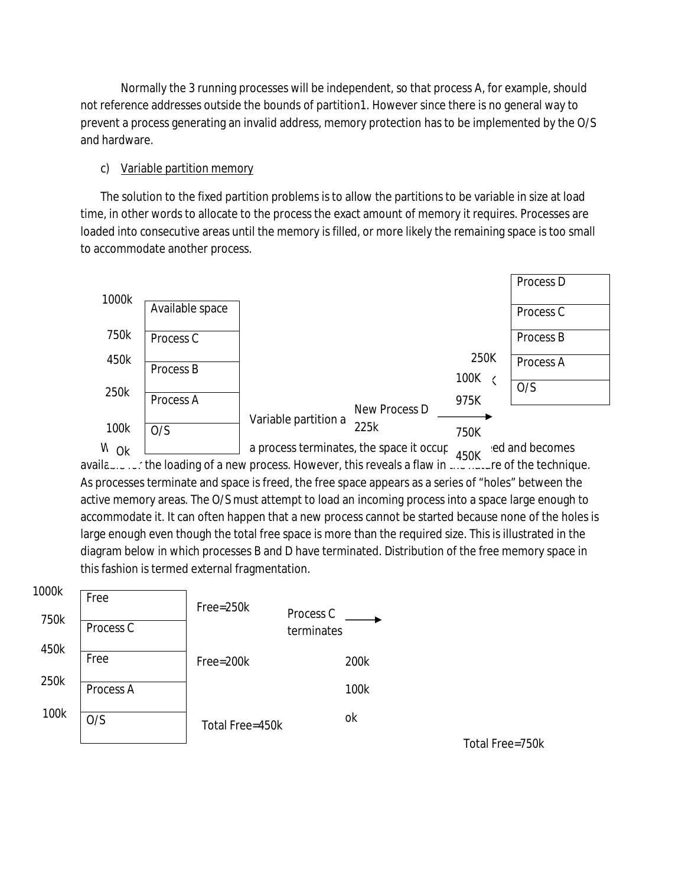Normally the 3 running processes will be independent, so that process A, for example, should not reference addresses outside the bounds of partition1. However since there is no general way to prevent a process generating an invalid address, memory protection has to be implemented by the O/S and hardware.

c) Variable partition memory

The solution to the fixed partition problems is to allow the partitions to be variable in size at load time, in other words to allocate to the process the exact amount of memory it requires. Processes are loaded into consecutive areas until the memory is filled, or more likely the remaining space is too small to accommodate another process.

| Address | Memory |
|---|---|
| 1000k | Available space |
| 750k | Process C |
| 450k | Process B |
| 250k | Process A |
| 100k | O/S |
| Ok | |

Variable partition a — New Process D 225k →

| Address | Memory |
|---|---|
| | Process D |
| 975K | Process C |
| 750K | Process B |
| 450K | Process A |
| 250K | O/S |
| 100K | |

When a process terminates, the space it occupied is freed and becomes available for the loading of a new process. However, this reveals a flaw in the nature of the technique. As processes terminate and space is freed, the free space appears as a series of "holes" between the active memory areas. The O/S must attempt to load an incoming process into a space large enough to accommodate it. It can often happen that a new process cannot be started because none of the holes is large enough even though the total free space is more than the required size. This is illustrated in the diagram below in which processes B and D have terminated. Distribution of the free memory space in this fashion is termed external fragmentation.

| Address | Memory | |
|---|---|---|
| 1000k | Free | Free=250k |
| 750k | Process C | |
| 450k | Free | Free=200k |
| 250k | Process A | |
| 100k | O/S | |

Total Free=450k

Process C terminates →

200k

100k

ok

Total Free=750k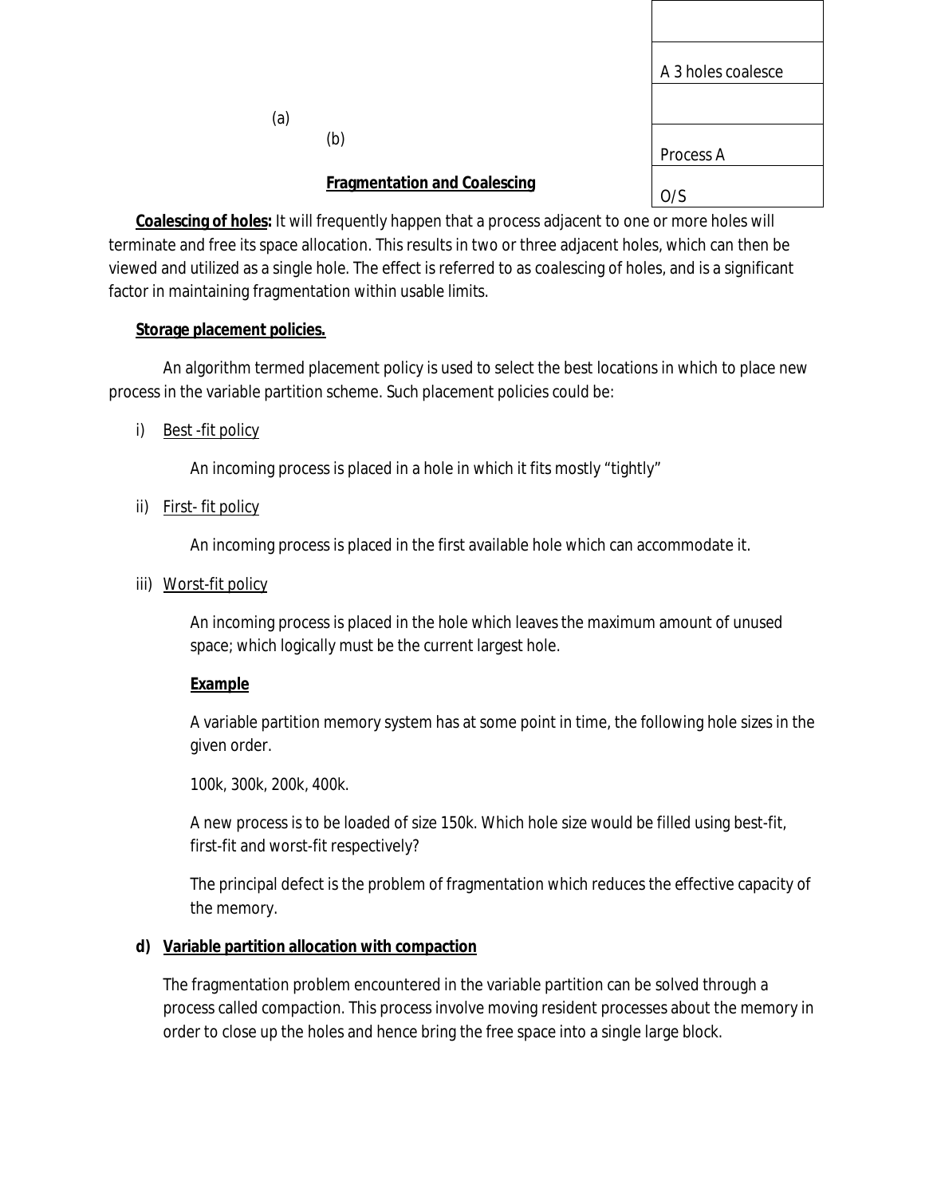| |
|---|
| |
| A 3 holes coalesce |
| |
| Process A |
| O/S |

(a)

(b)

**Fragmentation and Coalescing**

**Coalescing of holes:** It will frequently happen that a process adjacent to one or more holes will terminate and free its space allocation. This results in two or three adjacent holes, which can then be viewed and utilized as a single hole. The effect is referred to as coalescing of holes, and is a significant factor in maintaining fragmentation within usable limits.

**Storage placement policies.**

An algorithm termed placement policy is used to select the best locations in which to place new process in the variable partition scheme. Such placement policies could be:

i) Best -fit policy

   An incoming process is placed in a hole in which it fits mostly "tightly"

ii) First- fit policy

   An incoming process is placed in the first available hole which can accommodate it.

iii) Worst-fit policy

   An incoming process is placed in the hole which leaves the maximum amount of unused space; which logically must be the current largest hole.

   **Example**

   A variable partition memory system has at some point in time, the following hole sizes in the given order.

   100k, 300k, 200k, 400k.

   A new process is to be loaded of size 150k. Which hole size would be filled using best-fit, first-fit and worst-fit respectively?

   The principal defect is the problem of fragmentation which reduces the effective capacity of the memory.

**d) Variable partition allocation with compaction**

The fragmentation problem encountered in the variable partition can be solved through a process called compaction. This process involve moving resident processes about the memory in order to close up the holes and hence bring the free space into a single large block.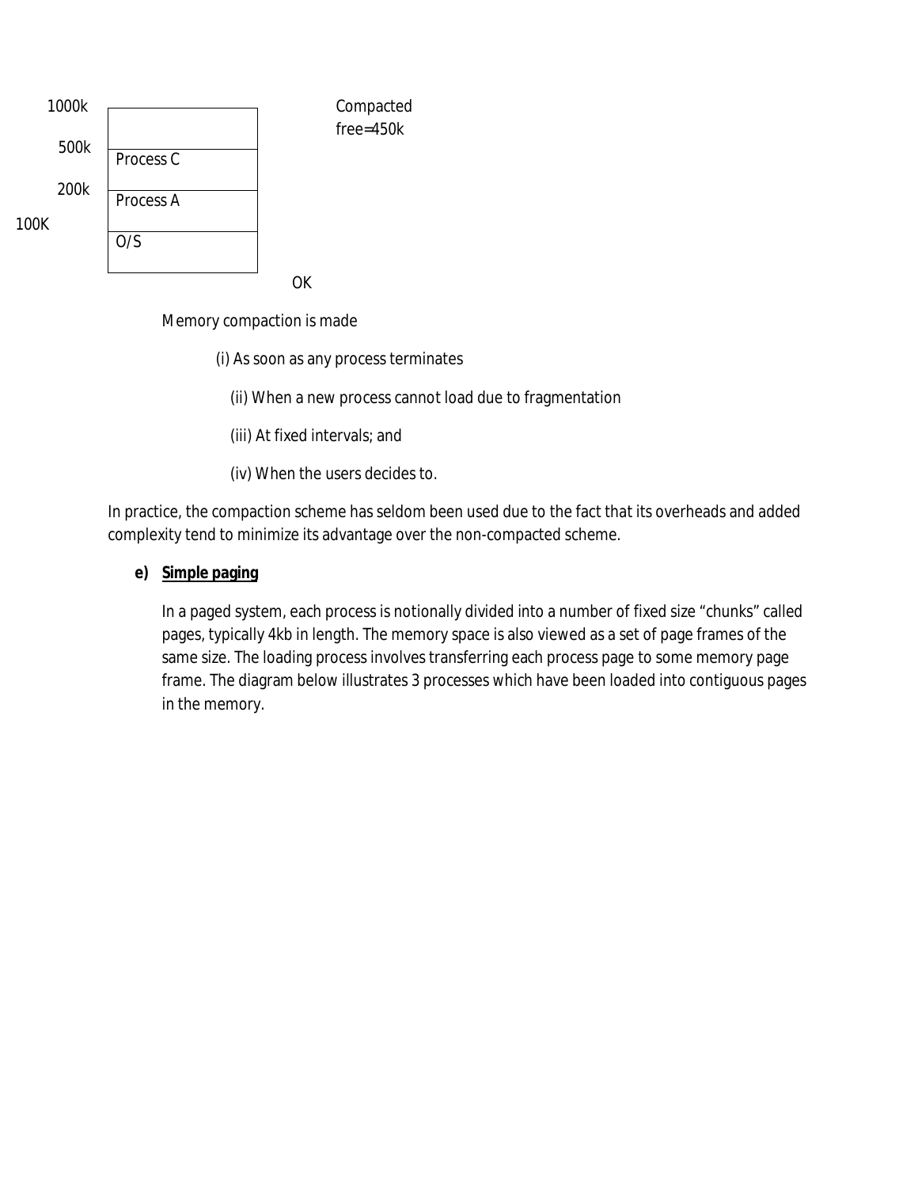| Address | Memory |
|---|---|
| 1000k | |
| 500k | Process C |
| 200k | Process A |
| 100K | O/S |
| 0K | |

Compacted free=450k

Memory compaction is made

(i) As soon as any process terminates

(ii) When a new process cannot load due to fragmentation

(iii) At fixed intervals; and

(iv) When the users decides to.

In practice, the compaction scheme has seldom been used due to the fact that its overheads and added complexity tend to minimize its advantage over the non-compacted scheme.

**e) <u>Simple paging</u>**

In a paged system, each process is notionally divided into a number of fixed size “chunks” called pages, typically 4kb in length. The memory space is also viewed as a set of page frames of the same size. The loading process involves transferring each process page to some memory page frame. The diagram below illustrates 3 processes which have been loaded into contiguous pages in the memory.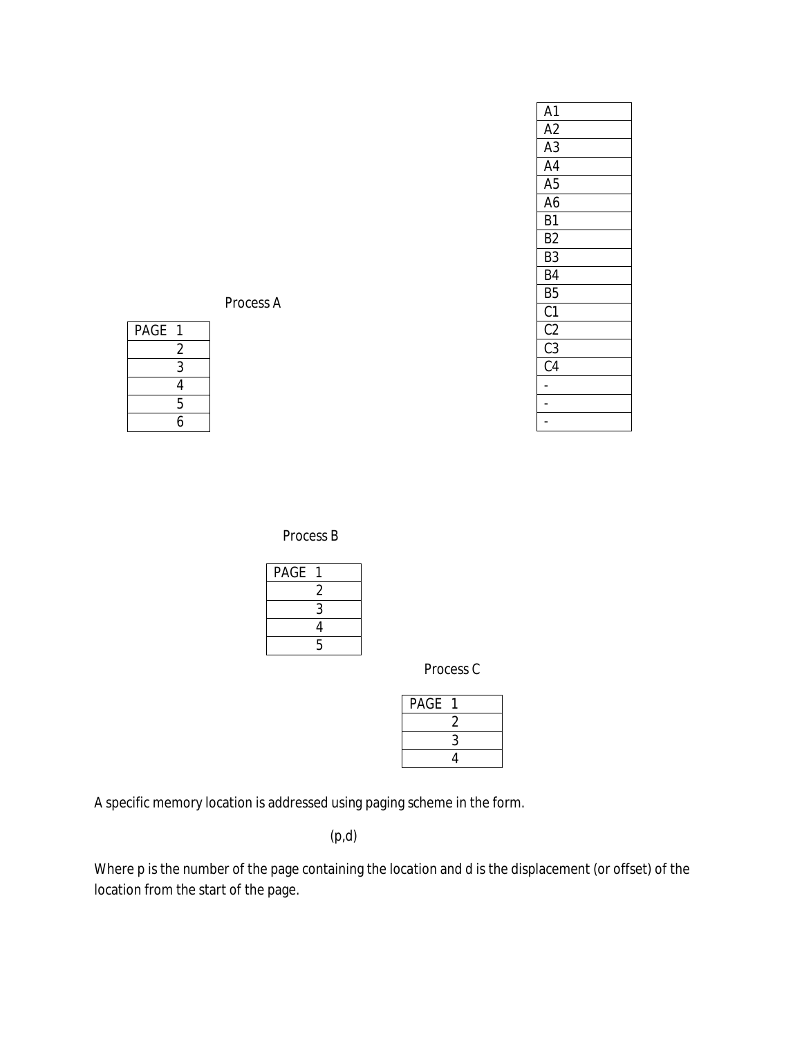Process A

| PAGE 1 |
| --- |
| 2 |
| 3 |
| 4 |
| 5 |
| 6 |

| A1 |
| --- |
| A2 |
| A3 |
| A4 |
| A5 |
| A6 |
| B1 |
| B2 |
| B3 |
| B4 |
| B5 |
| C1 |
| C2 |
| C3 |
| C4 |
| - |
| - |
| - |

Process B

| PAGE 1 |
| --- |
| 2 |
| 3 |
| 4 |
| 5 |

Process C

| PAGE 1 |
| --- |
| 2 |
| 3 |
| 4 |

A specific memory location is addressed using paging scheme in the form.

(p,d)

Where p is the number of the page containing the location and d is the displacement (or offset) of the location from the start of the page.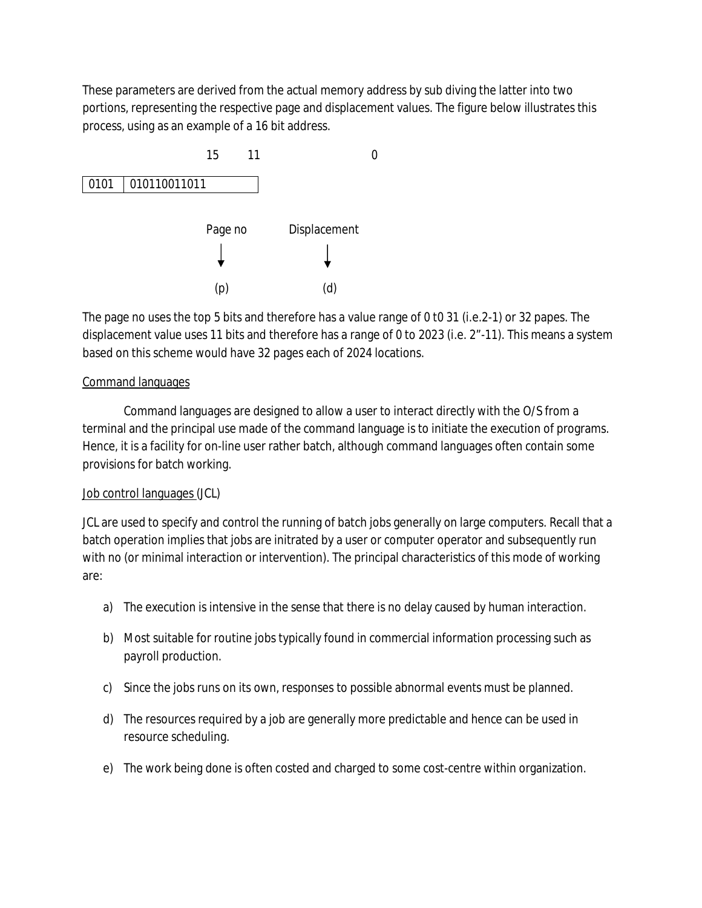These parameters are derived from the actual memory address by sub diving the latter into two portions, representing the respective page and displacement values. The figure below illustrates this process, using as an example of a 16 bit address.

```
                    15      11                    0
| 0101 | 010110011011      |

                    Page no      Displacement
                       |              |
                       v              v
                      (p)            (d)
```

The page no uses the top 5 bits and therefore has a value range of 0 t0 31 (i.e.2-1) or 32 papes. The displacement value uses 11 bits and therefore has a range of 0 to 2023 (i.e. 2"-11). This means a system based on this scheme would have 32 pages each of 2024 locations.

Command languages

Command languages are designed to allow a user to interact directly with the O/S from a terminal and the principal use made of the command language is to initiate the execution of programs. Hence, it is a facility for on-line user rather batch, although command languages often contain some provisions for batch working.

Job control languages (JCL)

JCL are used to specify and control the running of batch jobs generally on large computers. Recall that a batch operation implies that jobs are initrated by a user or computer operator and subsequently run with no (or minimal interaction or intervention). The principal characteristics of this mode of working are:

a) The execution is intensive in the sense that there is no delay caused by human interaction.

b) Most suitable for routine jobs typically found in commercial information processing such as payroll production.

c) Since the jobs runs on its own, responses to possible abnormal events must be planned.

d) The resources required by a job are generally more predictable and hence can be used in resource scheduling.

e) The work being done is often costed and charged to some cost-centre within organization.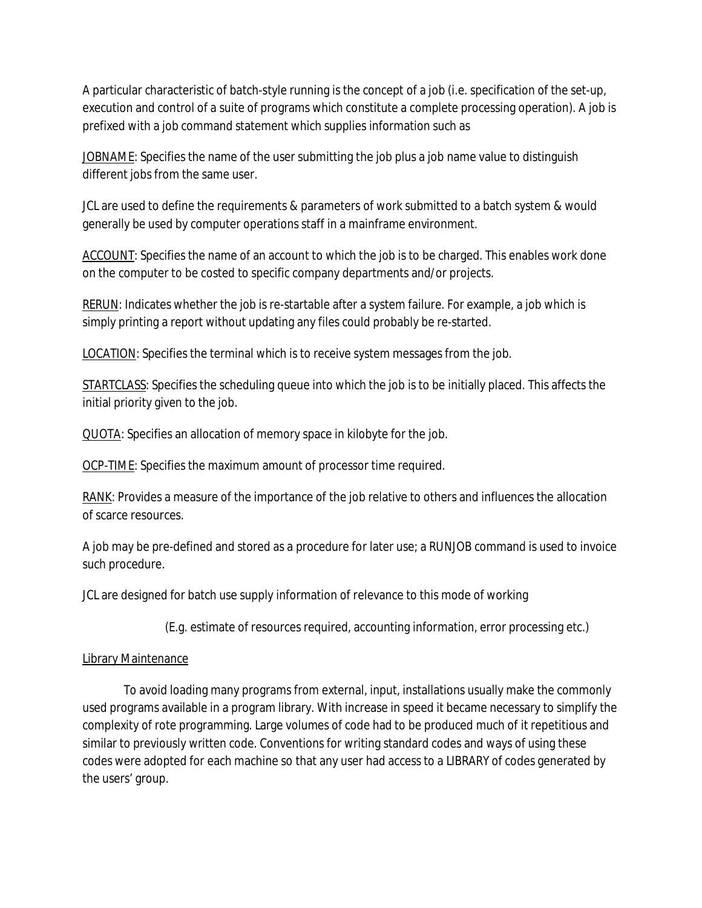A particular characteristic of batch-style running is the concept of a job (i.e. specification of the set-up, execution and control of a suite of programs which constitute a complete processing operation). A job is prefixed with a job command statement which supplies information such as

<u>JOBNAME</u>: Specifies the name of the user submitting the job plus a job name value to distinguish different jobs from the same user.

JCL are used to define the requirements & parameters of work submitted to a batch system & would generally be used by computer operations staff in a mainframe environment.

<u>ACCOUNT</u>: Specifies the name of an account to which the job is to be charged. This enables work done on the computer to be costed to specific company departments and/or projects.

<u>RERUN</u>: Indicates whether the job is re-startable after a system failure. For example, a job which is simply printing a report without updating any files could probably be re-started.

<u>LOCATION</u>: Specifies the terminal which is to receive system messages from the job.

<u>STARTCLASS</u>: Specifies the scheduling queue into which the job is to be initially placed. This affects the initial priority given to the job.

<u>QUOTA</u>: Specifies an allocation of memory space in kilobyte for the job.

<u>OCP-TIME</u>: Specifies the maximum amount of processor time required.

<u>RANK</u>: Provides a measure of the importance of the job relative to others and influences the allocation of scarce resources.

A job may be pre-defined and stored as a procedure for later use; a RUNJOB command is used to invoice such procedure.

JCL are designed for batch use supply information of relevance to this mode of working

(E.g. estimate of resources required, accounting information, error processing etc.)

<u>Library Maintenance</u>

To avoid loading many programs from external, input, installations usually make the commonly used programs available in a program library. With increase in speed it became necessary to simplify the complexity of rote programming. Large volumes of code had to be produced much of it repetitious and similar to previously written code. Conventions for writing standard codes and ways of using these codes were adopted for each machine so that any user had access to a LIBRARY of codes generated by the users' group.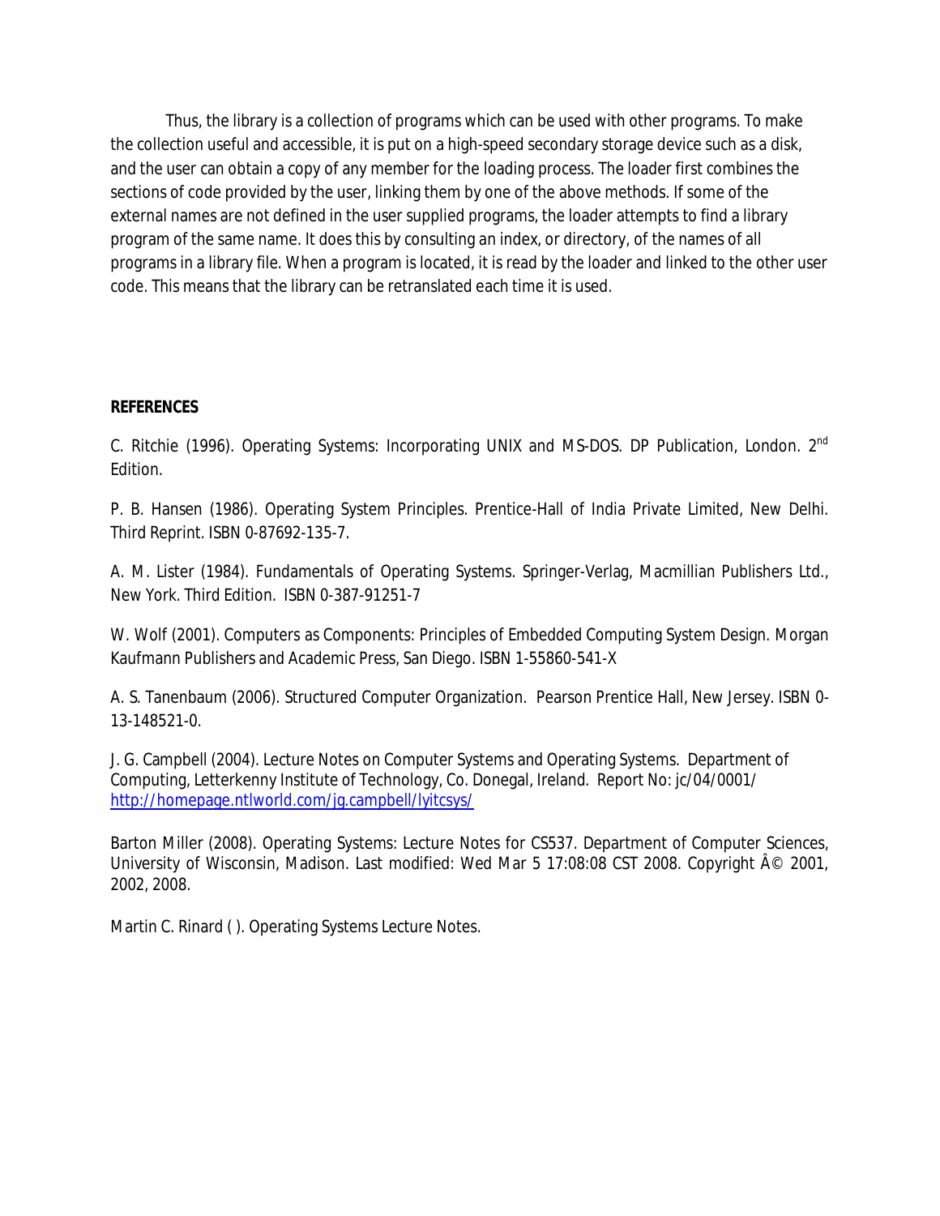Thus, the library is a collection of programs which can be used with other programs. To make the collection useful and accessible, it is put on a high-speed secondary storage device such as a disk, and the user can obtain a copy of any member for the loading process. The loader first combines the sections of code provided by the user, linking them by one of the above methods. If some of the external names are not defined in the user supplied programs, the loader attempts to find a library program of the same name. It does this by consulting an index, or directory, of the names of all programs in a library file. When a program is located, it is read by the loader and linked to the other user code. This means that the library can be retranslated each time it is used.

**REFERENCES**

C. Ritchie (1996). Operating Systems: Incorporating UNIX and MS-DOS. DP Publication, London. 2nd Edition.

P. B. Hansen (1986). Operating System Principles. Prentice-Hall of India Private Limited, New Delhi. Third Reprint. ISBN 0-87692-135-7.

A. M. Lister (1984). Fundamentals of Operating Systems. Springer-Verlag, Macmillian Publishers Ltd., New York. Third Edition. ISBN 0-387-91251-7

W. Wolf (2001). Computers as Components: Principles of Embedded Computing System Design. Morgan Kaufmann Publishers and Academic Press, San Diego. ISBN 1-55860-541-X

A. S. Tanenbaum (2006). Structured Computer Organization. Pearson Prentice Hall, New Jersey. ISBN 0-13-148521-0.

J. G. Campbell (2004). Lecture Notes on Computer Systems and Operating Systems. Department of Computing, Letterkenny Institute of Technology, Co. Donegal, Ireland. Report No: jc/04/0001/ http://homepage.ntlworld.com/jg.campbell/lyitcsys/

Barton Miller (2008). Operating Systems: Lecture Notes for CS537. Department of Computer Sciences, University of Wisconsin, Madison. Last modified: Wed Mar 5 17:08:08 CST 2008. Copyright Â© 2001, 2002, 2008.

Martin C. Rinard ( ). Operating Systems Lecture Notes.